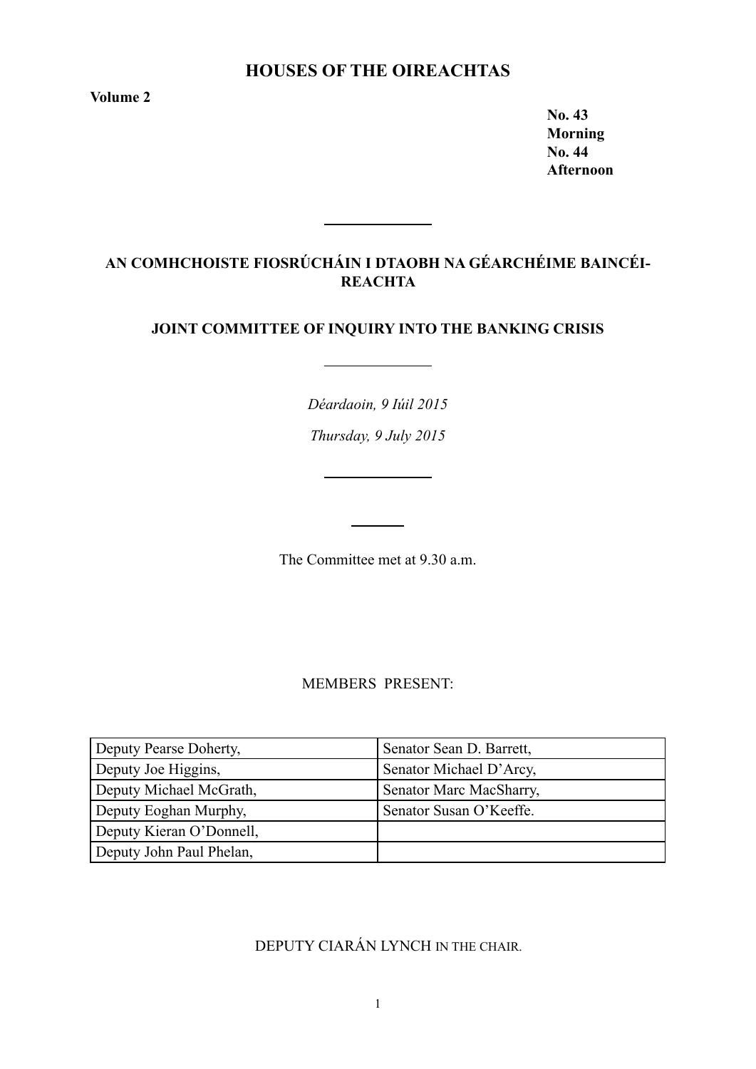# HOUSES OF THE OIREACHTAS

**Volume 2**

**No. 43**
**Morning**
**No. 44**
**Afternoon**

---

## AN COMHCHOISTE FIOSRÚCHÁIN I DTAOBH NA GÉARCHÉIME BAINCÉIREACHTA

## JOINT COMMITTEE OF INQUIRY INTO THE BANKING CRISIS

---

*Déardaoin, 9 Iúil 2015*

*Thursday, 9 July 2015*

---

The Committee met at 9.30 a.m.

MEMBERS PRESENT:

| | |
|---|---|
| Deputy Pearse Doherty, | Senator Sean D. Barrett, |
| Deputy Joe Higgins, | Senator Michael D'Arcy, |
| Deputy Michael McGrath, | Senator Marc MacSharry, |
| Deputy Eoghan Murphy, | Senator Susan O'Keeffe. |
| Deputy Kieran O'Donnell, | |
| Deputy John Paul Phelan, | |

DEPUTY CIARÁN LYNCH IN THE CHAIR.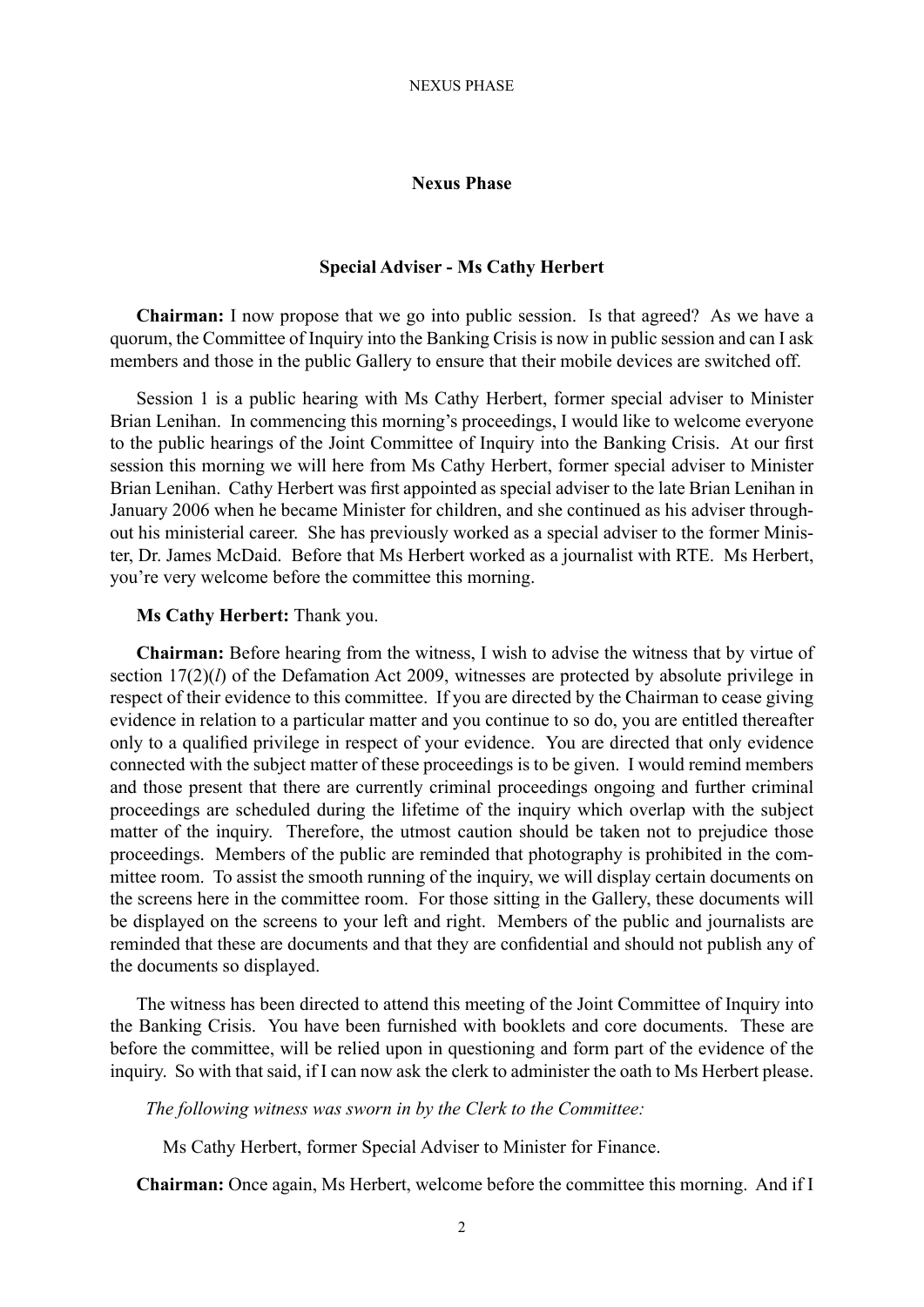## Nexus Phase

### Special Adviser - Ms Cathy Herbert

**Chairman:** I now propose that we go into public session. Is that agreed? As we have a quorum, the Committee of Inquiry into the Banking Crisis is now in public session and can I ask members and those in the public Gallery to ensure that their mobile devices are switched off.

Session 1 is a public hearing with Ms Cathy Herbert, former special adviser to Minister Brian Lenihan. In commencing this morning's proceedings, I would like to welcome everyone to the public hearings of the Joint Committee of Inquiry into the Banking Crisis. At our first session this morning we will here from Ms Cathy Herbert, former special adviser to Minister Brian Lenihan. Cathy Herbert was first appointed as special adviser to the late Brian Lenihan in January 2006 when he became Minister for children, and she continued as his adviser throughout his ministerial career. She has previously worked as a special adviser to the former Minister, Dr. James McDaid. Before that Ms Herbert worked as a journalist with RTE. Ms Herbert, you're very welcome before the committee this morning.

**Ms Cathy Herbert:** Thank you.

**Chairman:** Before hearing from the witness, I wish to advise the witness that by virtue of section 17(2)(*l*) of the Defamation Act 2009, witnesses are protected by absolute privilege in respect of their evidence to this committee. If you are directed by the Chairman to cease giving evidence in relation to a particular matter and you continue to so do, you are entitled thereafter only to a qualified privilege in respect of your evidence. You are directed that only evidence connected with the subject matter of these proceedings is to be given. I would remind members and those present that there are currently criminal proceedings ongoing and further criminal proceedings are scheduled during the lifetime of the inquiry which overlap with the subject matter of the inquiry. Therefore, the utmost caution should be taken not to prejudice those proceedings. Members of the public are reminded that photography is prohibited in the committee room. To assist the smooth running of the inquiry, we will display certain documents on the screens here in the committee room. For those sitting in the Gallery, these documents will be displayed on the screens to your left and right. Members of the public and journalists are reminded that these are documents and that they are confidential and should not publish any of the documents so displayed.

The witness has been directed to attend this meeting of the Joint Committee of Inquiry into the Banking Crisis. You have been furnished with booklets and core documents. These are before the committee, will be relied upon in questioning and form part of the evidence of the inquiry. So with that said, if I can now ask the clerk to administer the oath to Ms Herbert please.

*The following witness was sworn in by the Clerk to the Committee:*

Ms Cathy Herbert, former Special Adviser to Minister for Finance.

**Chairman:** Once again, Ms Herbert, welcome before the committee this morning. And if I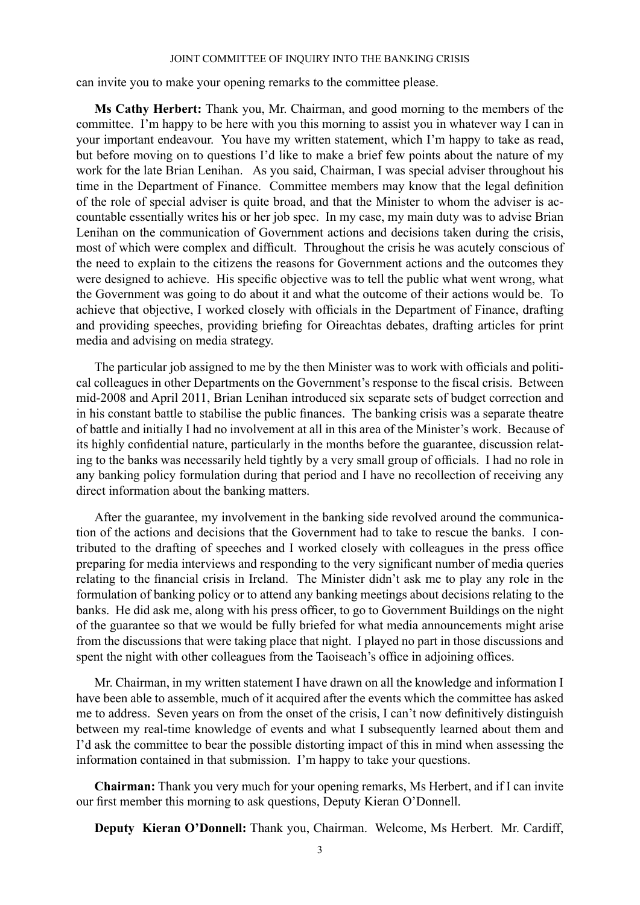can invite you to make your opening remarks to the committee please.

**Ms Cathy Herbert:** Thank you, Mr. Chairman, and good morning to the members of the committee. I'm happy to be here with you this morning to assist you in whatever way I can in your important endeavour. You have my written statement, which I'm happy to take as read, but before moving on to questions I'd like to make a brief few points about the nature of my work for the late Brian Lenihan. As you said, Chairman, I was special adviser throughout his time in the Department of Finance. Committee members may know that the legal definition of the role of special adviser is quite broad, and that the Minister to whom the adviser is accountable essentially writes his or her job spec. In my case, my main duty was to advise Brian Lenihan on the communication of Government actions and decisions taken during the crisis, most of which were complex and difficult. Throughout the crisis he was acutely conscious of the need to explain to the citizens the reasons for Government actions and the outcomes they were designed to achieve. His specific objective was to tell the public what went wrong, what the Government was going to do about it and what the outcome of their actions would be. To achieve that objective, I worked closely with officials in the Department of Finance, drafting and providing speeches, providing briefing for Oireachtas debates, drafting articles for print media and advising on media strategy.

The particular job assigned to me by the then Minister was to work with officials and political colleagues in other Departments on the Government's response to the fiscal crisis. Between mid-2008 and April 2011, Brian Lenihan introduced six separate sets of budget correction and in his constant battle to stabilise the public finances. The banking crisis was a separate theatre of battle and initially I had no involvement at all in this area of the Minister's work. Because of its highly confidential nature, particularly in the months before the guarantee, discussion relating to the banks was necessarily held tightly by a very small group of officials. I had no role in any banking policy formulation during that period and I have no recollection of receiving any direct information about the banking matters.

After the guarantee, my involvement in the banking side revolved around the communication of the actions and decisions that the Government had to take to rescue the banks. I contributed to the drafting of speeches and I worked closely with colleagues in the press office preparing for media interviews and responding to the very significant number of media queries relating to the financial crisis in Ireland. The Minister didn't ask me to play any role in the formulation of banking policy or to attend any banking meetings about decisions relating to the banks. He did ask me, along with his press officer, to go to Government Buildings on the night of the guarantee so that we would be fully briefed for what media announcements might arise from the discussions that were taking place that night. I played no part in those discussions and spent the night with other colleagues from the Taoiseach's office in adjoining offices.

Mr. Chairman, in my written statement I have drawn on all the knowledge and information I have been able to assemble, much of it acquired after the events which the committee has asked me to address. Seven years on from the onset of the crisis, I can't now definitively distinguish between my real-time knowledge of events and what I subsequently learned about them and I'd ask the committee to bear the possible distorting impact of this in mind when assessing the information contained in that submission. I'm happy to take your questions.

**Chairman:** Thank you very much for your opening remarks, Ms Herbert, and if I can invite our first member this morning to ask questions, Deputy Kieran O'Donnell.

**Deputy Kieran O'Donnell:** Thank you, Chairman. Welcome, Ms Herbert. Mr. Cardiff,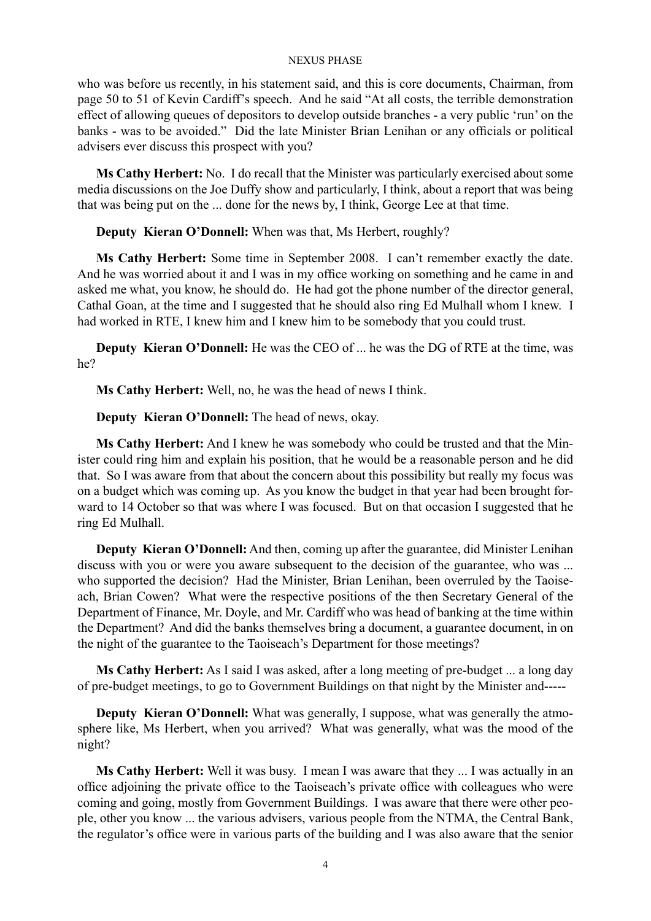who was before us recently, in his statement said, and this is core documents, Chairman, from page 50 to 51 of Kevin Cardiff's speech. And he said "At all costs, the terrible demonstration effect of allowing queues of depositors to develop outside branches - a very public 'run' on the banks - was to be avoided." Did the late Minister Brian Lenihan or any officials or political advisers ever discuss this prospect with you?

**Ms Cathy Herbert:** No. I do recall that the Minister was particularly exercised about some media discussions on the Joe Duffy show and particularly, I think, about a report that was being that was being put on the ... done for the news by, I think, George Lee at that time.

**Deputy Kieran O'Donnell:** When was that, Ms Herbert, roughly?

**Ms Cathy Herbert:** Some time in September 2008. I can't remember exactly the date. And he was worried about it and I was in my office working on something and he came in and asked me what, you know, he should do. He had got the phone number of the director general, Cathal Goan, at the time and I suggested that he should also ring Ed Mulhall whom I knew. I had worked in RTE, I knew him and I knew him to be somebody that you could trust.

**Deputy Kieran O'Donnell:** He was the CEO of ... he was the DG of RTE at the time, was he?

**Ms Cathy Herbert:** Well, no, he was the head of news I think.

**Deputy Kieran O'Donnell:** The head of news, okay.

**Ms Cathy Herbert:** And I knew he was somebody who could be trusted and that the Minister could ring him and explain his position, that he would be a reasonable person and he did that. So I was aware from that about the concern about this possibility but really my focus was on a budget which was coming up. As you know the budget in that year had been brought forward to 14 October so that was where I was focused. But on that occasion I suggested that he ring Ed Mulhall.

**Deputy Kieran O'Donnell:** And then, coming up after the guarantee, did Minister Lenihan discuss with you or were you aware subsequent to the decision of the guarantee, who was ... who supported the decision? Had the Minister, Brian Lenihan, been overruled by the Taoiseach, Brian Cowen? What were the respective positions of the then Secretary General of the Department of Finance, Mr. Doyle, and Mr. Cardiff who was head of banking at the time within the Department? And did the banks themselves bring a document, a guarantee document, in on the night of the guarantee to the Taoiseach's Department for those meetings?

**Ms Cathy Herbert:** As I said I was asked, after a long meeting of pre-budget ... a long day of pre-budget meetings, to go to Government Buildings on that night by the Minister and-----

**Deputy Kieran O'Donnell:** What was generally, I suppose, what was generally the atmosphere like, Ms Herbert, when you arrived? What was generally, what was the mood of the night?

**Ms Cathy Herbert:** Well it was busy. I mean I was aware that they ... I was actually in an office adjoining the private office to the Taoiseach's private office with colleagues who were coming and going, mostly from Government Buildings. I was aware that there were other people, other you know ... the various advisers, various people from the NTMA, the Central Bank, the regulator's office were in various parts of the building and I was also aware that the senior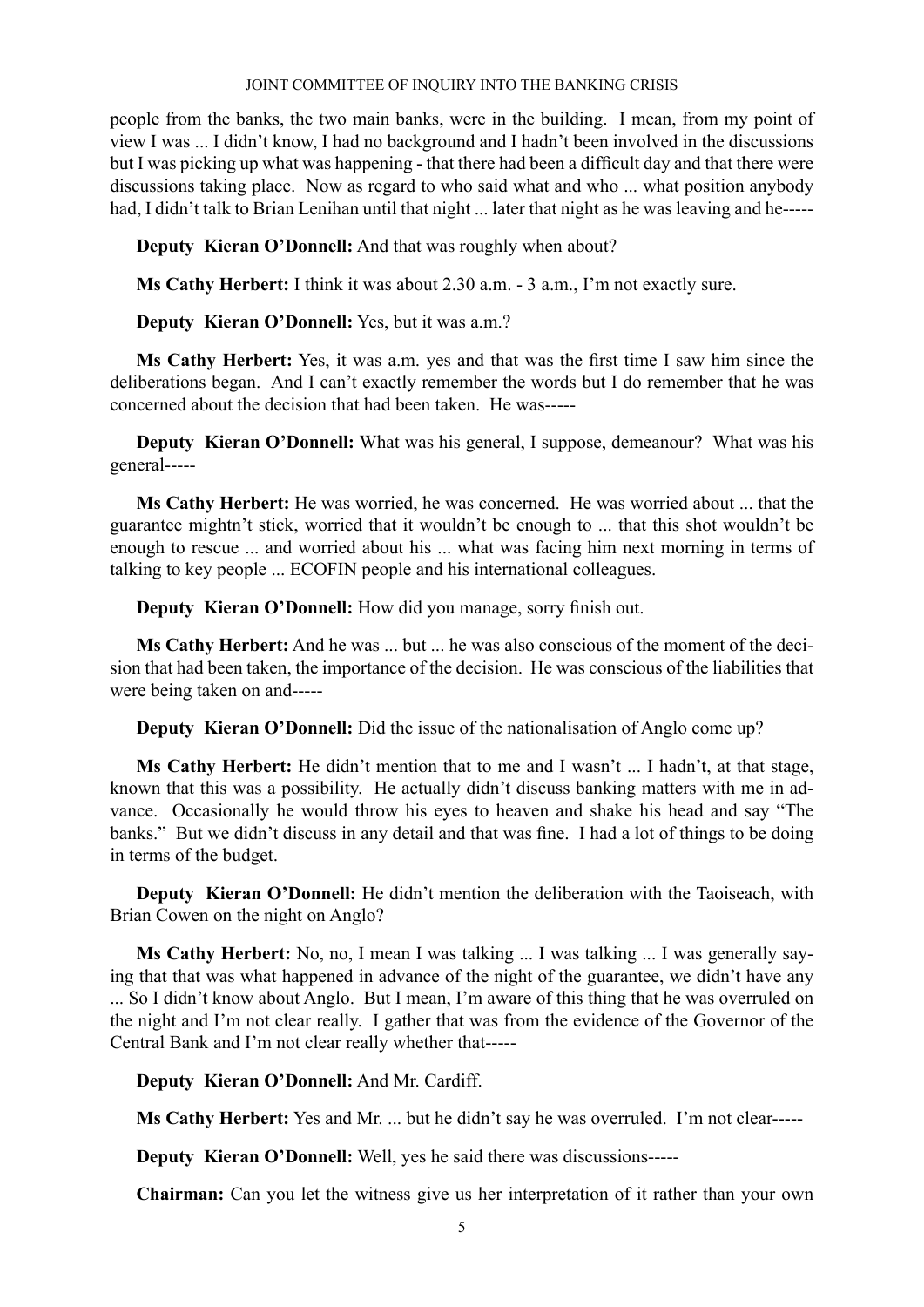people from the banks, the two main banks, were in the building. I mean, from my point of view I was ... I didn't know, I had no background and I hadn't been involved in the discussions but I was picking up what was happening - that there had been a difficult day and that there were discussions taking place. Now as regard to who said what and who ... what position anybody had, I didn't talk to Brian Lenihan until that night ... later that night as he was leaving and he-----

**Deputy Kieran O'Donnell:** And that was roughly when about?

**Ms Cathy Herbert:** I think it was about 2.30 a.m. - 3 a.m., I'm not exactly sure.

**Deputy Kieran O'Donnell:** Yes, but it was a.m.?

**Ms Cathy Herbert:** Yes, it was a.m. yes and that was the first time I saw him since the deliberations began. And I can't exactly remember the words but I do remember that he was concerned about the decision that had been taken. He was-----

**Deputy Kieran O'Donnell:** What was his general, I suppose, demeanour? What was his general-----

**Ms Cathy Herbert:** He was worried, he was concerned. He was worried about ... that the guarantee mightn't stick, worried that it wouldn't be enough to ... that this shot wouldn't be enough to rescue ... and worried about his ... what was facing him next morning in terms of talking to key people ... ECOFIN people and his international colleagues.

**Deputy Kieran O'Donnell:** How did you manage, sorry finish out.

**Ms Cathy Herbert:** And he was ... but ... he was also conscious of the moment of the decision that had been taken, the importance of the decision. He was conscious of the liabilities that were being taken on and-----

**Deputy Kieran O'Donnell:** Did the issue of the nationalisation of Anglo come up?

**Ms Cathy Herbert:** He didn't mention that to me and I wasn't ... I hadn't, at that stage, known that this was a possibility. He actually didn't discuss banking matters with me in advance. Occasionally he would throw his eyes to heaven and shake his head and say "The banks." But we didn't discuss in any detail and that was fine. I had a lot of things to be doing in terms of the budget.

**Deputy Kieran O'Donnell:** He didn't mention the deliberation with the Taoiseach, with Brian Cowen on the night on Anglo?

**Ms Cathy Herbert:** No, no, I mean I was talking ... I was talking ... I was generally saying that that was what happened in advance of the night of the guarantee, we didn't have any ... So I didn't know about Anglo. But I mean, I'm aware of this thing that he was overruled on the night and I'm not clear really. I gather that was from the evidence of the Governor of the Central Bank and I'm not clear really whether that-----

**Deputy Kieran O'Donnell:** And Mr. Cardiff.

**Ms Cathy Herbert:** Yes and Mr. ... but he didn't say he was overruled. I'm not clear-----

**Deputy Kieran O'Donnell:** Well, yes he said there was discussions-----

**Chairman:** Can you let the witness give us her interpretation of it rather than your own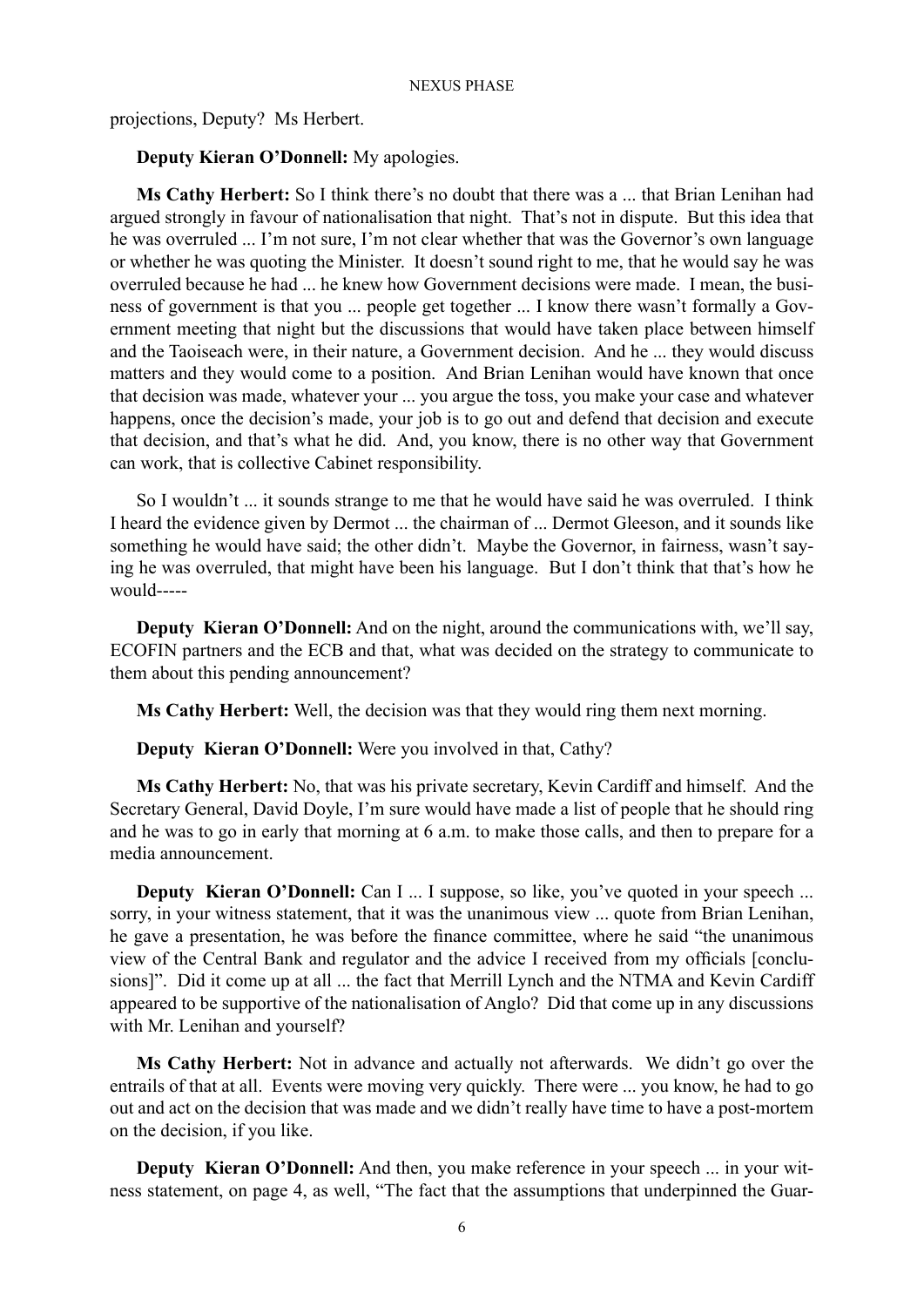projections, Deputy? Ms Herbert.

**Deputy Kieran O'Donnell:** My apologies.

**Ms Cathy Herbert:** So I think there's no doubt that there was a ... that Brian Lenihan had argued strongly in favour of nationalisation that night. That's not in dispute. But this idea that he was overruled ... I'm not sure, I'm not clear whether that was the Governor's own language or whether he was quoting the Minister. It doesn't sound right to me, that he would say he was overruled because he had ... he knew how Government decisions were made. I mean, the business of government is that you ... people get together ... I know there wasn't formally a Government meeting that night but the discussions that would have taken place between himself and the Taoiseach were, in their nature, a Government decision. And he ... they would discuss matters and they would come to a position. And Brian Lenihan would have known that once that decision was made, whatever your ... you argue the toss, you make your case and whatever happens, once the decision's made, your job is to go out and defend that decision and execute that decision, and that's what he did. And, you know, there is no other way that Government can work, that is collective Cabinet responsibility.

So I wouldn't ... it sounds strange to me that he would have said he was overruled. I think I heard the evidence given by Dermot ... the chairman of ... Dermot Gleeson, and it sounds like something he would have said; the other didn't. Maybe the Governor, in fairness, wasn't saying he was overruled, that might have been his language. But I don't think that that's how he would-----

**Deputy Kieran O'Donnell:** And on the night, around the communications with, we'll say, ECOFIN partners and the ECB and that, what was decided on the strategy to communicate to them about this pending announcement?

**Ms Cathy Herbert:** Well, the decision was that they would ring them next morning.

**Deputy Kieran O'Donnell:** Were you involved in that, Cathy?

**Ms Cathy Herbert:** No, that was his private secretary, Kevin Cardiff and himself. And the Secretary General, David Doyle, I'm sure would have made a list of people that he should ring and he was to go in early that morning at 6 a.m. to make those calls, and then to prepare for a media announcement.

**Deputy Kieran O'Donnell:** Can I ... I suppose, so like, you've quoted in your speech ... sorry, in your witness statement, that it was the unanimous view ... quote from Brian Lenihan, he gave a presentation, he was before the finance committee, where he said "the unanimous view of the Central Bank and regulator and the advice I received from my officials [conclusions]". Did it come up at all ... the fact that Merrill Lynch and the NTMA and Kevin Cardiff appeared to be supportive of the nationalisation of Anglo? Did that come up in any discussions with Mr. Lenihan and yourself?

**Ms Cathy Herbert:** Not in advance and actually not afterwards. We didn't go over the entrails of that at all. Events were moving very quickly. There were ... you know, he had to go out and act on the decision that was made and we didn't really have time to have a post-mortem on the decision, if you like.

**Deputy Kieran O'Donnell:** And then, you make reference in your speech ... in your witness statement, on page 4, as well, "The fact that the assumptions that underpinned the Guar-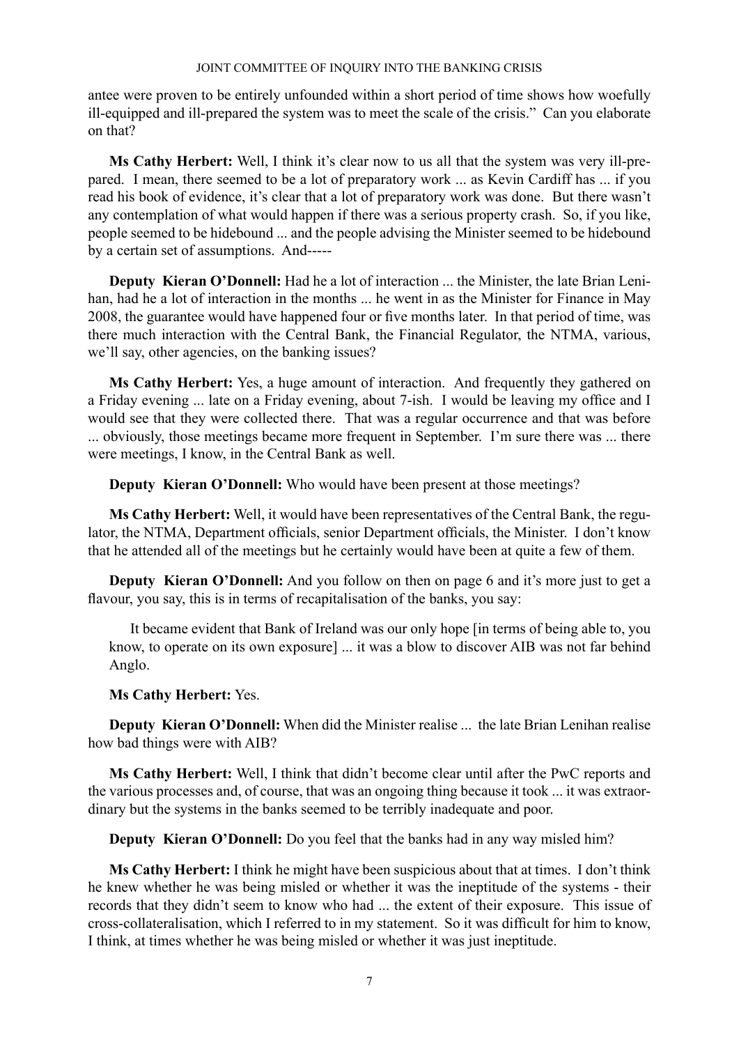antee were proven to be entirely unfounded within a short period of time shows how woefully ill-equipped and ill-prepared the system was to meet the scale of the crisis." Can you elaborate on that?

**Ms Cathy Herbert:** Well, I think it's clear now to us all that the system was very ill-prepared. I mean, there seemed to be a lot of preparatory work ... as Kevin Cardiff has ... if you read his book of evidence, it's clear that a lot of preparatory work was done. But there wasn't any contemplation of what would happen if there was a serious property crash. So, if you like, people seemed to be hidebound ... and the people advising the Minister seemed to be hidebound by a certain set of assumptions. And-----

**Deputy Kieran O'Donnell:** Had he a lot of interaction ... the Minister, the late Brian Lenihan, had he a lot of interaction in the months ... he went in as the Minister for Finance in May 2008, the guarantee would have happened four or five months later. In that period of time, was there much interaction with the Central Bank, the Financial Regulator, the NTMA, various, we'll say, other agencies, on the banking issues?

**Ms Cathy Herbert:** Yes, a huge amount of interaction. And frequently they gathered on a Friday evening ... late on a Friday evening, about 7-ish. I would be leaving my office and I would see that they were collected there. That was a regular occurrence and that was before ... obviously, those meetings became more frequent in September. I'm sure there was ... there were meetings, I know, in the Central Bank as well.

**Deputy Kieran O'Donnell:** Who would have been present at those meetings?

**Ms Cathy Herbert:** Well, it would have been representatives of the Central Bank, the regulator, the NTMA, Department officials, senior Department officials, the Minister. I don't know that he attended all of the meetings but he certainly would have been at quite a few of them.

**Deputy Kieran O'Donnell:** And you follow on then on page 6 and it's more just to get a flavour, you say, this is in terms of recapitalisation of the banks, you say:

> It became evident that Bank of Ireland was our only hope [in terms of being able to, you know, to operate on its own exposure] ... it was a blow to discover AIB was not far behind Anglo.

**Ms Cathy Herbert:** Yes.

**Deputy Kieran O'Donnell:** When did the Minister realise ... the late Brian Lenihan realise how bad things were with AIB?

**Ms Cathy Herbert:** Well, I think that didn't become clear until after the PwC reports and the various processes and, of course, that was an ongoing thing because it took ... it was extraordinary but the systems in the banks seemed to be terribly inadequate and poor.

**Deputy Kieran O'Donnell:** Do you feel that the banks had in any way misled him?

**Ms Cathy Herbert:** I think he might have been suspicious about that at times. I don't think he knew whether he was being misled or whether it was the ineptitude of the systems - their records that they didn't seem to know who had ... the extent of their exposure. This issue of cross-collateralisation, which I referred to in my statement. So it was difficult for him to know, I think, at times whether he was being misled or whether it was just ineptitude.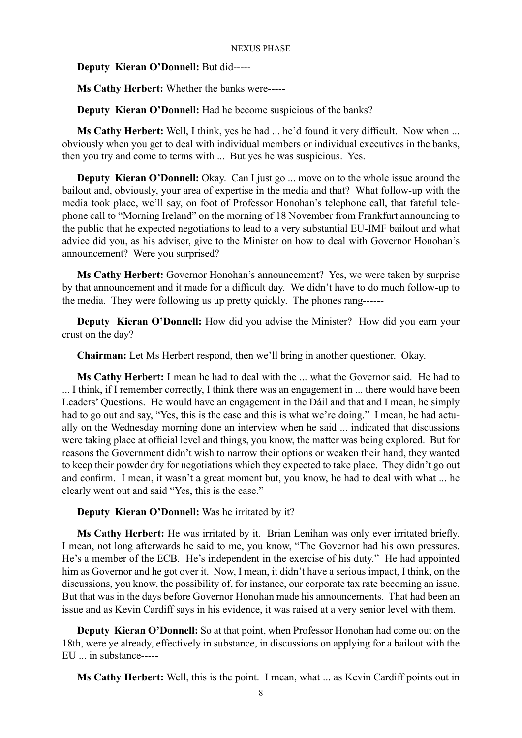**Deputy Kieran O'Donnell:** But did-----

**Ms Cathy Herbert:** Whether the banks were-----

**Deputy Kieran O'Donnell:** Had he become suspicious of the banks?

**Ms Cathy Herbert:** Well, I think, yes he had ... he'd found it very difficult. Now when ... obviously when you get to deal with individual members or individual executives in the banks, then you try and come to terms with ... But yes he was suspicious. Yes.

**Deputy Kieran O'Donnell:** Okay. Can I just go ... move on to the whole issue around the bailout and, obviously, your area of expertise in the media and that? What follow-up with the media took place, we'll say, on foot of Professor Honohan's telephone call, that fateful telephone call to "Morning Ireland" on the morning of 18 November from Frankfurt announcing to the public that he expected negotiations to lead to a very substantial EU-IMF bailout and what advice did you, as his adviser, give to the Minister on how to deal with Governor Honohan's announcement? Were you surprised?

**Ms Cathy Herbert:** Governor Honohan's announcement? Yes, we were taken by surprise by that announcement and it made for a difficult day. We didn't have to do much follow-up to the media. They were following us up pretty quickly. The phones rang------

**Deputy Kieran O'Donnell:** How did you advise the Minister? How did you earn your crust on the day?

**Chairman:** Let Ms Herbert respond, then we'll bring in another questioner. Okay.

**Ms Cathy Herbert:** I mean he had to deal with the ... what the Governor said. He had to ... I think, if I remember correctly, I think there was an engagement in ... there would have been Leaders' Questions. He would have an engagement in the Dáil and that and I mean, he simply had to go out and say, "Yes, this is the case and this is what we're doing." I mean, he had actually on the Wednesday morning done an interview when he said ... indicated that discussions were taking place at official level and things, you know, the matter was being explored. But for reasons the Government didn't wish to narrow their options or weaken their hand, they wanted to keep their powder dry for negotiations which they expected to take place. They didn't go out and confirm. I mean, it wasn't a great moment but, you know, he had to deal with what ... he clearly went out and said "Yes, this is the case."

**Deputy Kieran O'Donnell:** Was he irritated by it?

**Ms Cathy Herbert:** He was irritated by it. Brian Lenihan was only ever irritated briefly. I mean, not long afterwards he said to me, you know, "The Governor had his own pressures. He's a member of the ECB. He's independent in the exercise of his duty." He had appointed him as Governor and he got over it. Now, I mean, it didn't have a serious impact, I think, on the discussions, you know, the possibility of, for instance, our corporate tax rate becoming an issue. But that was in the days before Governor Honohan made his announcements. That had been an issue and as Kevin Cardiff says in his evidence, it was raised at a very senior level with them.

**Deputy Kieran O'Donnell:** So at that point, when Professor Honohan had come out on the 18th, were ye already, effectively in substance, in discussions on applying for a bailout with the EU ... in substance-----

**Ms Cathy Herbert:** Well, this is the point. I mean, what ... as Kevin Cardiff points out in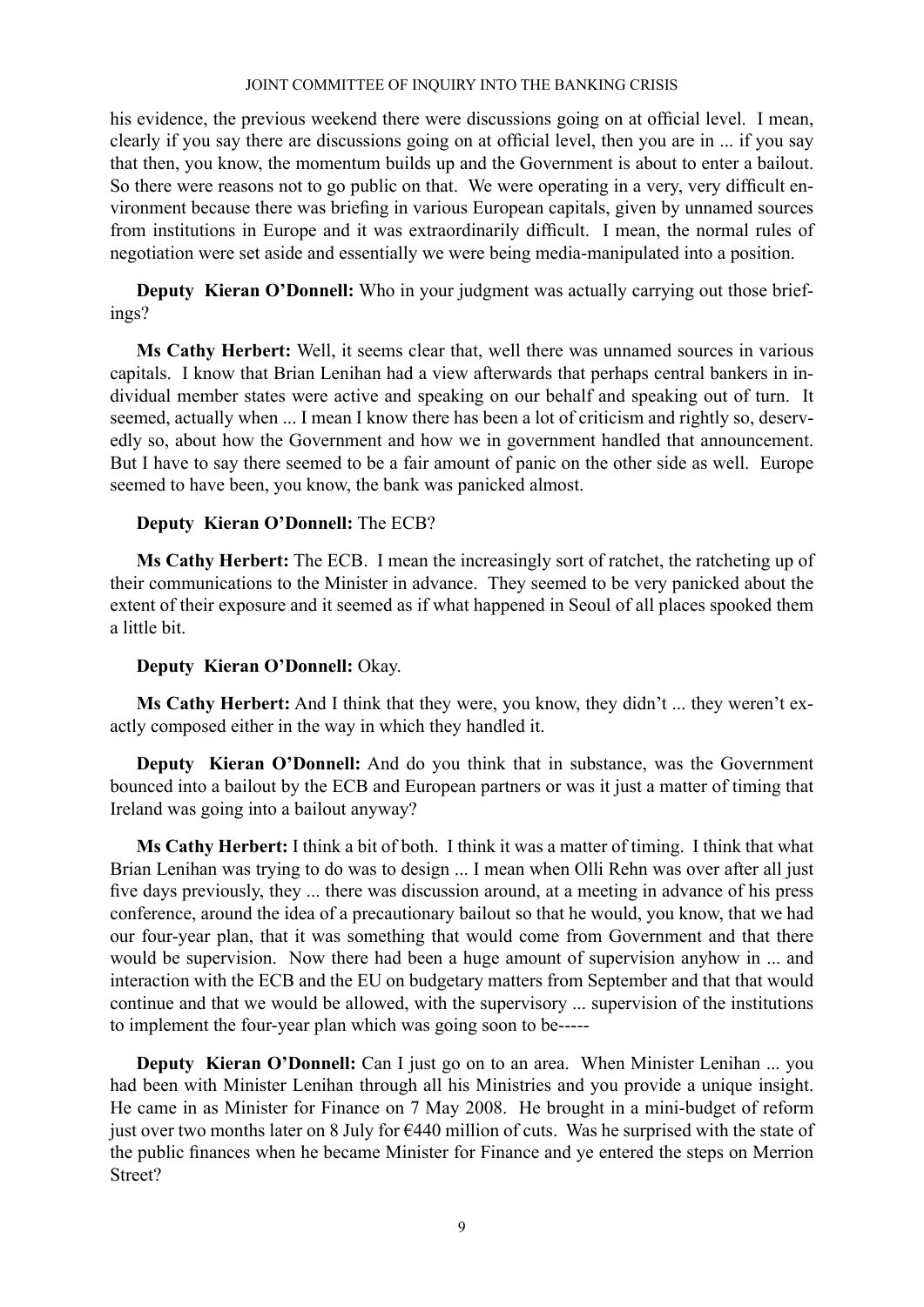his evidence, the previous weekend there were discussions going on at official level. I mean, clearly if you say there are discussions going on at official level, then you are in ... if you say that then, you know, the momentum builds up and the Government is about to enter a bailout. So there were reasons not to go public on that. We were operating in a very, very difficult environment because there was briefing in various European capitals, given by unnamed sources from institutions in Europe and it was extraordinarily difficult. I mean, the normal rules of negotiation were set aside and essentially we were being media-manipulated into a position.

**Deputy Kieran O'Donnell:** Who in your judgment was actually carrying out those briefings?

**Ms Cathy Herbert:** Well, it seems clear that, well there was unnamed sources in various capitals. I know that Brian Lenihan had a view afterwards that perhaps central bankers in individual member states were active and speaking on our behalf and speaking out of turn. It seemed, actually when ... I mean I know there has been a lot of criticism and rightly so, deservedly so, about how the Government and how we in government handled that announcement. But I have to say there seemed to be a fair amount of panic on the other side as well. Europe seemed to have been, you know, the bank was panicked almost.

**Deputy Kieran O'Donnell:** The ECB?

**Ms Cathy Herbert:** The ECB. I mean the increasingly sort of ratchet, the ratcheting up of their communications to the Minister in advance. They seemed to be very panicked about the extent of their exposure and it seemed as if what happened in Seoul of all places spooked them a little bit.

**Deputy Kieran O'Donnell:** Okay.

**Ms Cathy Herbert:** And I think that they were, you know, they didn't ... they weren't exactly composed either in the way in which they handled it.

**Deputy Kieran O'Donnell:** And do you think that in substance, was the Government bounced into a bailout by the ECB and European partners or was it just a matter of timing that Ireland was going into a bailout anyway?

**Ms Cathy Herbert:** I think a bit of both. I think it was a matter of timing. I think that what Brian Lenihan was trying to do was to design ... I mean when Olli Rehn was over after all just five days previously, they ... there was discussion around, at a meeting in advance of his press conference, around the idea of a precautionary bailout so that he would, you know, that we had our four-year plan, that it was something that would come from Government and that there would be supervision. Now there had been a huge amount of supervision anyhow in ... and interaction with the ECB and the EU on budgetary matters from September and that that would continue and that we would be allowed, with the supervisory ... supervision of the institutions to implement the four-year plan which was going soon to be-----

**Deputy Kieran O'Donnell:** Can I just go on to an area. When Minister Lenihan ... you had been with Minister Lenihan through all his Ministries and you provide a unique insight. He came in as Minister for Finance on 7 May 2008. He brought in a mini-budget of reform just over two months later on 8 July for €440 million of cuts. Was he surprised with the state of the public finances when he became Minister for Finance and ye entered the steps on Merrion Street?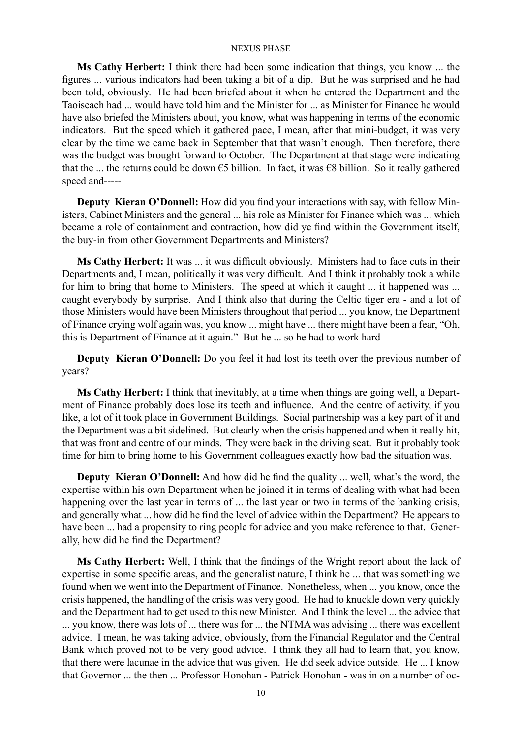**Ms Cathy Herbert:** I think there had been some indication that things, you know ... the figures ... various indicators had been taking a bit of a dip. But he was surprised and he had been told, obviously. He had been briefed about it when he entered the Department and the Taoiseach had ... would have told him and the Minister for ... as Minister for Finance he would have also briefed the Ministers about, you know, what was happening in terms of the economic indicators. But the speed which it gathered pace, I mean, after that mini-budget, it was very clear by the time we came back in September that that wasn't enough. Then therefore, there was the budget was brought forward to October. The Department at that stage were indicating that the ... the returns could be down €5 billion. In fact, it was €8 billion. So it really gathered speed and-----

**Deputy Kieran O'Donnell:** How did you find your interactions with say, with fellow Ministers, Cabinet Ministers and the general ... his role as Minister for Finance which was ... which became a role of containment and contraction, how did ye find within the Government itself, the buy-in from other Government Departments and Ministers?

**Ms Cathy Herbert:** It was ... it was difficult obviously. Ministers had to face cuts in their Departments and, I mean, politically it was very difficult. And I think it probably took a while for him to bring that home to Ministers. The speed at which it caught ... it happened was ... caught everybody by surprise. And I think also that during the Celtic tiger era - and a lot of those Ministers would have been Ministers throughout that period ... you know, the Department of Finance crying wolf again was, you know ... might have ... there might have been a fear, "Oh, this is Department of Finance at it again." But he ... so he had to work hard-----

**Deputy Kieran O'Donnell:** Do you feel it had lost its teeth over the previous number of years?

**Ms Cathy Herbert:** I think that inevitably, at a time when things are going well, a Department of Finance probably does lose its teeth and influence. And the centre of activity, if you like, a lot of it took place in Government Buildings. Social partnership was a key part of it and the Department was a bit sidelined. But clearly when the crisis happened and when it really hit, that was front and centre of our minds. They were back in the driving seat. But it probably took time for him to bring home to his Government colleagues exactly how bad the situation was.

**Deputy Kieran O'Donnell:** And how did he find the quality ... well, what's the word, the expertise within his own Department when he joined it in terms of dealing with what had been happening over the last year in terms of ... the last year or two in terms of the banking crisis, and generally what ... how did he find the level of advice within the Department? He appears to have been ... had a propensity to ring people for advice and you make reference to that. Generally, how did he find the Department?

**Ms Cathy Herbert:** Well, I think that the findings of the Wright report about the lack of expertise in some specific areas, and the generalist nature, I think he ... that was something we found when we went into the Department of Finance. Nonetheless, when ... you know, once the crisis happened, the handling of the crisis was very good. He had to knuckle down very quickly and the Department had to get used to this new Minister. And I think the level ... the advice that ... you know, there was lots of ... there was for ... the NTMA was advising ... there was excellent advice. I mean, he was taking advice, obviously, from the Financial Regulator and the Central Bank which proved not to be very good advice. I think they all had to learn that, you know, that there were lacunae in the advice that was given. He did seek advice outside. He ... I know that Governor ... the then ... Professor Honohan - Patrick Honohan - was in on a number of oc-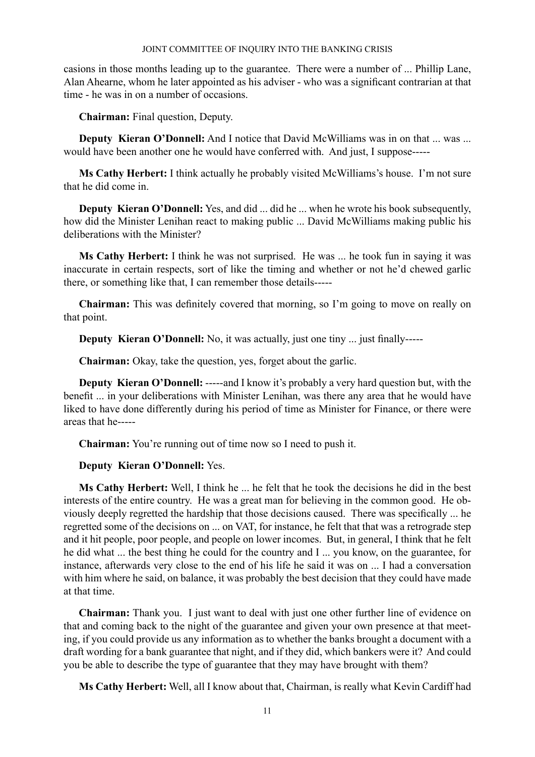casions in those months leading up to the guarantee. There were a number of ... Phillip Lane, Alan Ahearne, whom he later appointed as his adviser - who was a significant contrarian at that time - he was in on a number of occasions.

**Chairman:** Final question, Deputy.

**Deputy Kieran O'Donnell:** And I notice that David McWilliams was in on that ... was ... would have been another one he would have conferred with. And just, I suppose-----

**Ms Cathy Herbert:** I think actually he probably visited McWilliams's house. I'm not sure that he did come in.

**Deputy Kieran O'Donnell:** Yes, and did ... did he ... when he wrote his book subsequently, how did the Minister Lenihan react to making public ... David McWilliams making public his deliberations with the Minister?

**Ms Cathy Herbert:** I think he was not surprised. He was ... he took fun in saying it was inaccurate in certain respects, sort of like the timing and whether or not he'd chewed garlic there, or something like that, I can remember those details-----

**Chairman:** This was definitely covered that morning, so I'm going to move on really on that point.

**Deputy Kieran O'Donnell:** No, it was actually, just one tiny ... just finally-----

**Chairman:** Okay, take the question, yes, forget about the garlic.

**Deputy Kieran O'Donnell:** -----and I know it's probably a very hard question but, with the benefit ... in your deliberations with Minister Lenihan, was there any area that he would have liked to have done differently during his period of time as Minister for Finance, or there were areas that he-----

**Chairman:** You're running out of time now so I need to push it.

**Deputy Kieran O'Donnell:** Yes.

**Ms Cathy Herbert:** Well, I think he ... he felt that he took the decisions he did in the best interests of the entire country. He was a great man for believing in the common good. He obviously deeply regretted the hardship that those decisions caused. There was specifically ... he regretted some of the decisions on ... on VAT, for instance, he felt that that was a retrograde step and it hit people, poor people, and people on lower incomes. But, in general, I think that he felt he did what ... the best thing he could for the country and I ... you know, on the guarantee, for instance, afterwards very close to the end of his life he said it was on ... I had a conversation with him where he said, on balance, it was probably the best decision that they could have made at that time.

**Chairman:** Thank you. I just want to deal with just one other further line of evidence on that and coming back to the night of the guarantee and given your own presence at that meeting, if you could provide us any information as to whether the banks brought a document with a draft wording for a bank guarantee that night, and if they did, which bankers were it? And could you be able to describe the type of guarantee that they may have brought with them?

**Ms Cathy Herbert:** Well, all I know about that, Chairman, is really what Kevin Cardiff had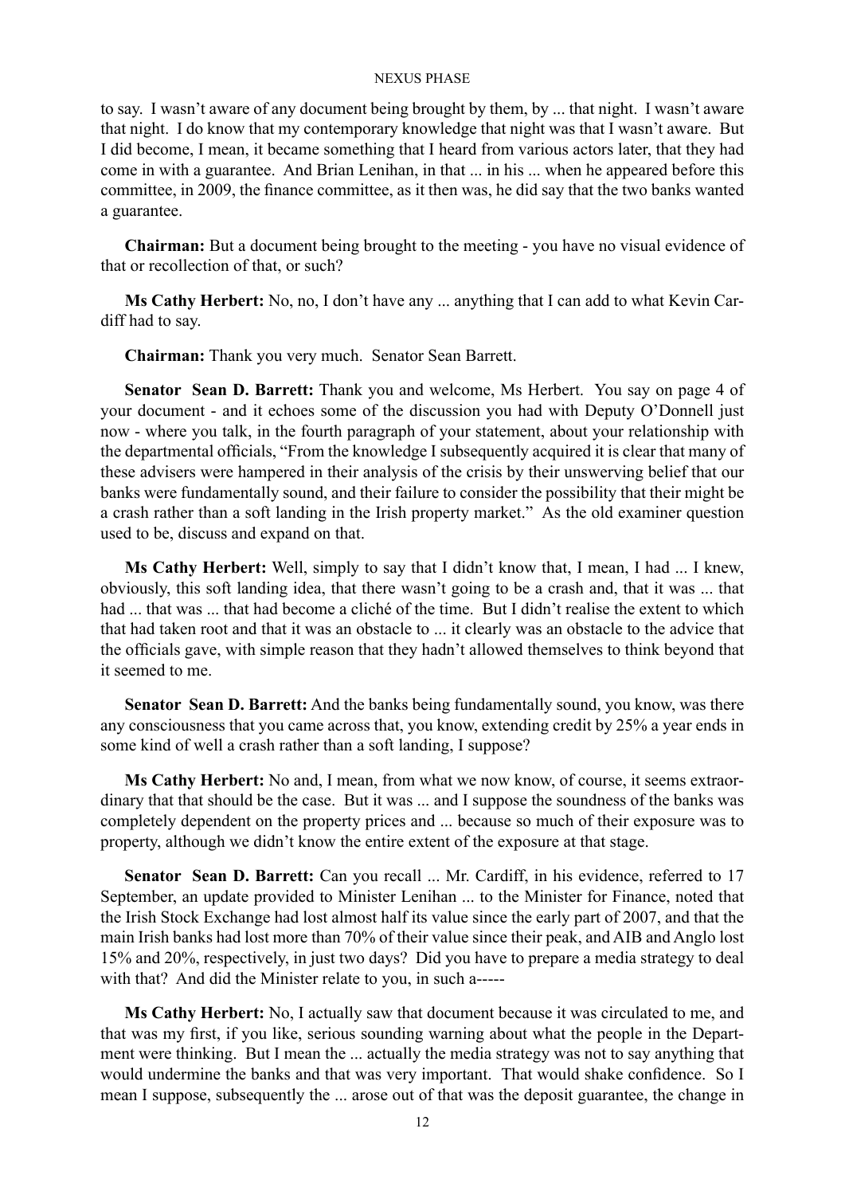to say. I wasn't aware of any document being brought by them, by ... that night. I wasn't aware that night. I do know that my contemporary knowledge that night was that I wasn't aware. But I did become, I mean, it became something that I heard from various actors later, that they had come in with a guarantee. And Brian Lenihan, in that ... in his ... when he appeared before this committee, in 2009, the finance committee, as it then was, he did say that the two banks wanted a guarantee.

**Chairman:** But a document being brought to the meeting - you have no visual evidence of that or recollection of that, or such?

**Ms Cathy Herbert:** No, no, I don't have any ... anything that I can add to what Kevin Cardiff had to say.

**Chairman:** Thank you very much. Senator Sean Barrett.

**Senator Sean D. Barrett:** Thank you and welcome, Ms Herbert. You say on page 4 of your document - and it echoes some of the discussion you had with Deputy O'Donnell just now - where you talk, in the fourth paragraph of your statement, about your relationship with the departmental officials, "From the knowledge I subsequently acquired it is clear that many of these advisers were hampered in their analysis of the crisis by their unswerving belief that our banks were fundamentally sound, and their failure to consider the possibility that their might be a crash rather than a soft landing in the Irish property market." As the old examiner question used to be, discuss and expand on that.

**Ms Cathy Herbert:** Well, simply to say that I didn't know that, I mean, I had ... I knew, obviously, this soft landing idea, that there wasn't going to be a crash and, that it was ... that had ... that was ... that had become a cliché of the time. But I didn't realise the extent to which that had taken root and that it was an obstacle to ... it clearly was an obstacle to the advice that the officials gave, with simple reason that they hadn't allowed themselves to think beyond that it seemed to me.

**Senator Sean D. Barrett:** And the banks being fundamentally sound, you know, was there any consciousness that you came across that, you know, extending credit by 25% a year ends in some kind of well a crash rather than a soft landing, I suppose?

**Ms Cathy Herbert:** No and, I mean, from what we now know, of course, it seems extraordinary that that should be the case. But it was ... and I suppose the soundness of the banks was completely dependent on the property prices and ... because so much of their exposure was to property, although we didn't know the entire extent of the exposure at that stage.

**Senator Sean D. Barrett:** Can you recall ... Mr. Cardiff, in his evidence, referred to 17 September, an update provided to Minister Lenihan ... to the Minister for Finance, noted that the Irish Stock Exchange had lost almost half its value since the early part of 2007, and that the main Irish banks had lost more than 70% of their value since their peak, and AIB and Anglo lost 15% and 20%, respectively, in just two days? Did you have to prepare a media strategy to deal with that? And did the Minister relate to you, in such a-----

**Ms Cathy Herbert:** No, I actually saw that document because it was circulated to me, and that was my first, if you like, serious sounding warning about what the people in the Department were thinking. But I mean the ... actually the media strategy was not to say anything that would undermine the banks and that was very important. That would shake confidence. So I mean I suppose, subsequently the ... arose out of that was the deposit guarantee, the change in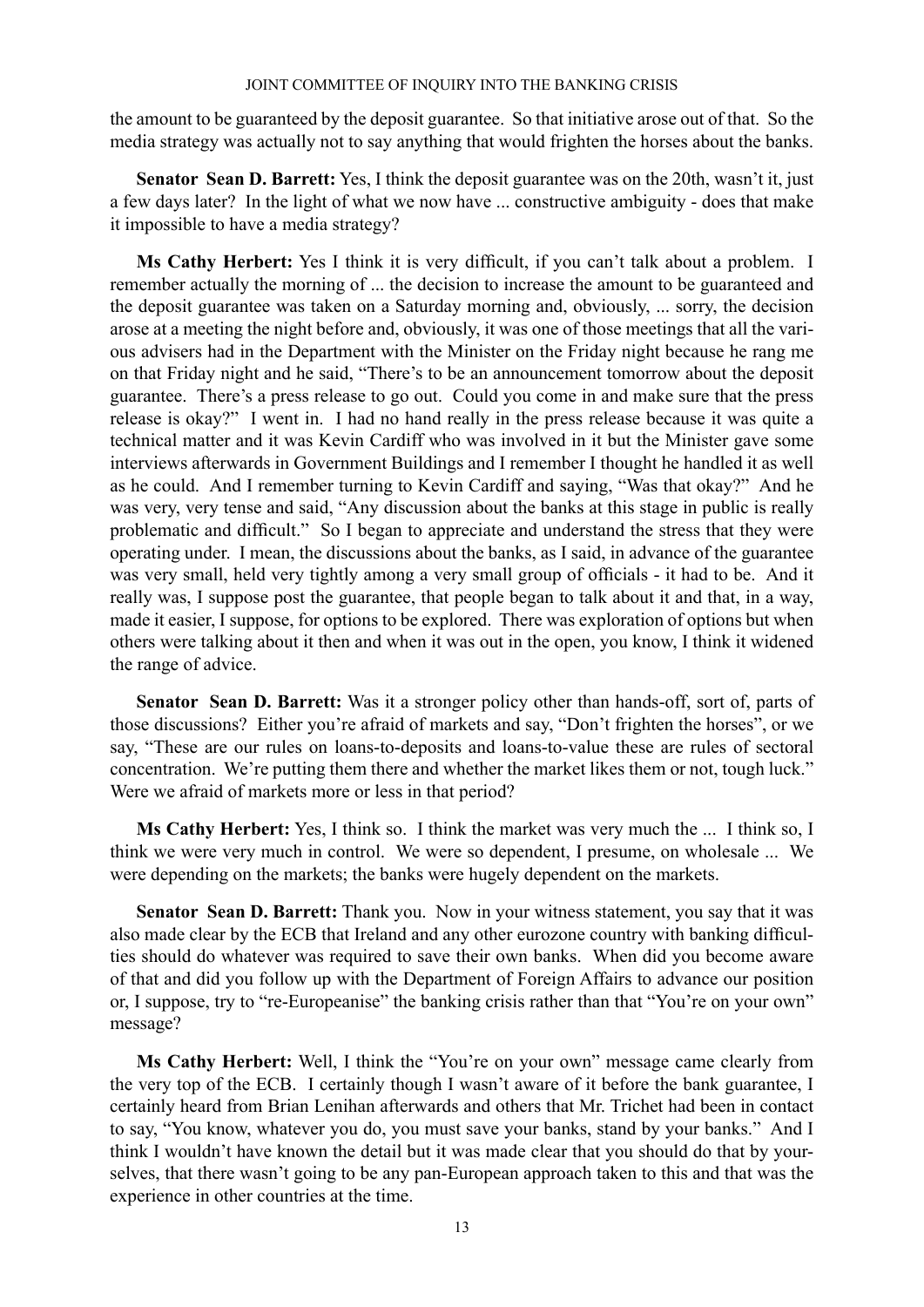the amount to be guaranteed by the deposit guarantee. So that initiative arose out of that. So the media strategy was actually not to say anything that would frighten the horses about the banks.

**Senator Sean D. Barrett:** Yes, I think the deposit guarantee was on the 20th, wasn't it, just a few days later? In the light of what we now have ... constructive ambiguity - does that make it impossible to have a media strategy?

**Ms Cathy Herbert:** Yes I think it is very difficult, if you can't talk about a problem. I remember actually the morning of ... the decision to increase the amount to be guaranteed and the deposit guarantee was taken on a Saturday morning and, obviously, ... sorry, the decision arose at a meeting the night before and, obviously, it was one of those meetings that all the various advisers had in the Department with the Minister on the Friday night because he rang me on that Friday night and he said, "There's to be an announcement tomorrow about the deposit guarantee. There's a press release to go out. Could you come in and make sure that the press release is okay?" I went in. I had no hand really in the press release because it was quite a technical matter and it was Kevin Cardiff who was involved in it but the Minister gave some interviews afterwards in Government Buildings and I remember I thought he handled it as well as he could. And I remember turning to Kevin Cardiff and saying, "Was that okay?" And he was very, very tense and said, "Any discussion about the banks at this stage in public is really problematic and difficult." So I began to appreciate and understand the stress that they were operating under. I mean, the discussions about the banks, as I said, in advance of the guarantee was very small, held very tightly among a very small group of officials - it had to be. And it really was, I suppose post the guarantee, that people began to talk about it and that, in a way, made it easier, I suppose, for options to be explored. There was exploration of options but when others were talking about it then and when it was out in the open, you know, I think it widened the range of advice.

**Senator Sean D. Barrett:** Was it a stronger policy other than hands-off, sort of, parts of those discussions? Either you're afraid of markets and say, "Don't frighten the horses", or we say, "These are our rules on loans-to-deposits and loans-to-value these are rules of sectoral concentration. We're putting them there and whether the market likes them or not, tough luck." Were we afraid of markets more or less in that period?

**Ms Cathy Herbert:** Yes, I think so. I think the market was very much the ... I think so, I think we were very much in control. We were so dependent, I presume, on wholesale ... We were depending on the markets; the banks were hugely dependent on the markets.

**Senator Sean D. Barrett:** Thank you. Now in your witness statement, you say that it was also made clear by the ECB that Ireland and any other eurozone country with banking difficulties should do whatever was required to save their own banks. When did you become aware of that and did you follow up with the Department of Foreign Affairs to advance our position or, I suppose, try to "re-Europeanise" the banking crisis rather than that "You're on your own" message?

**Ms Cathy Herbert:** Well, I think the "You're on your own" message came clearly from the very top of the ECB. I certainly though I wasn't aware of it before the bank guarantee, I certainly heard from Brian Lenihan afterwards and others that Mr. Trichet had been in contact to say, "You know, whatever you do, you must save your banks, stand by your banks." And I think I wouldn't have known the detail but it was made clear that you should do that by yourselves, that there wasn't going to be any pan-European approach taken to this and that was the experience in other countries at the time.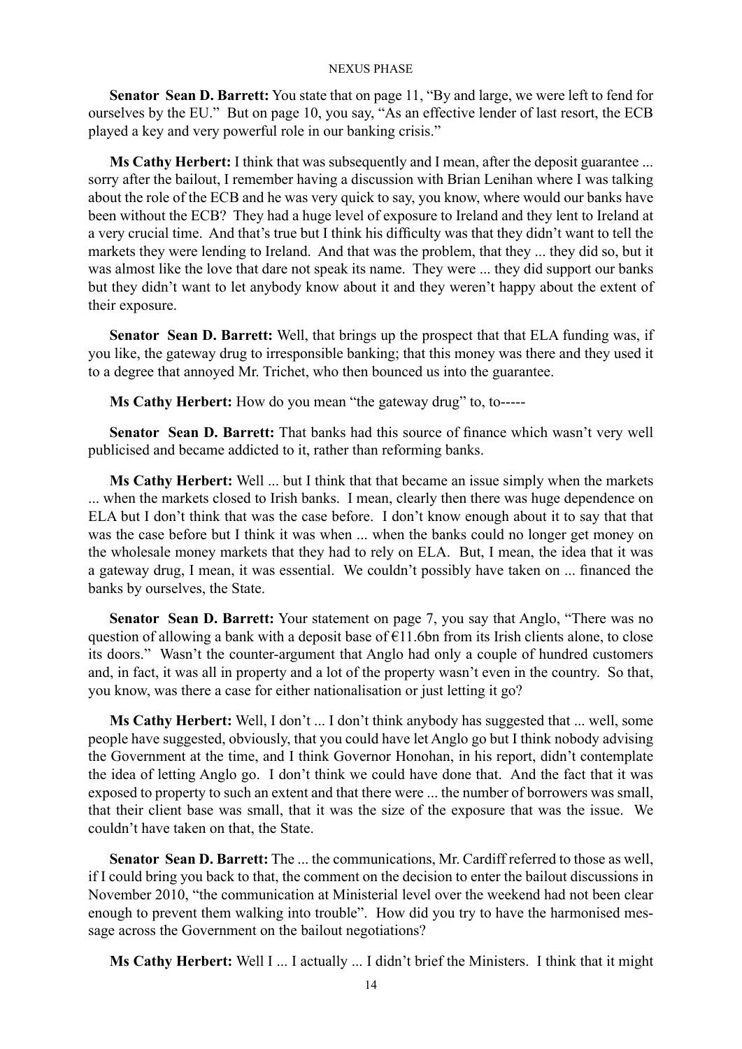**Senator Sean D. Barrett:** You state that on page 11, "By and large, we were left to fend for ourselves by the EU." But on page 10, you say, "As an effective lender of last resort, the ECB played a key and very powerful role in our banking crisis."

**Ms Cathy Herbert:** I think that was subsequently and I mean, after the deposit guarantee ... sorry after the bailout, I remember having a discussion with Brian Lenihan where I was talking about the role of the ECB and he was very quick to say, you know, where would our banks have been without the ECB? They had a huge level of exposure to Ireland and they lent to Ireland at a very crucial time. And that's true but I think his difficulty was that they didn't want to tell the markets they were lending to Ireland. And that was the problem, that they ... they did so, but it was almost like the love that dare not speak its name. They were ... they did support our banks but they didn't want to let anybody know about it and they weren't happy about the extent of their exposure.

**Senator Sean D. Barrett:** Well, that brings up the prospect that that ELA funding was, if you like, the gateway drug to irresponsible banking; that this money was there and they used it to a degree that annoyed Mr. Trichet, who then bounced us into the guarantee.

**Ms Cathy Herbert:** How do you mean "the gateway drug" to, to-----

**Senator Sean D. Barrett:** That banks had this source of finance which wasn't very well publicised and became addicted to it, rather than reforming banks.

**Ms Cathy Herbert:** Well ... but I think that that became an issue simply when the markets ... when the markets closed to Irish banks. I mean, clearly then there was huge dependence on ELA but I don't think that was the case before. I don't know enough about it to say that that was the case before but I think it was when ... when the banks could no longer get money on the wholesale money markets that they had to rely on ELA. But, I mean, the idea that it was a gateway drug, I mean, it was essential. We couldn't possibly have taken on ... financed the banks by ourselves, the State.

**Senator Sean D. Barrett:** Your statement on page 7, you say that Anglo, "There was no question of allowing a bank with a deposit base of €11.6bn from its Irish clients alone, to close its doors." Wasn't the counter-argument that Anglo had only a couple of hundred customers and, in fact, it was all in property and a lot of the property wasn't even in the country. So that, you know, was there a case for either nationalisation or just letting it go?

**Ms Cathy Herbert:** Well, I don't ... I don't think anybody has suggested that ... well, some people have suggested, obviously, that you could have let Anglo go but I think nobody advising the Government at the time, and I think Governor Honohan, in his report, didn't contemplate the idea of letting Anglo go. I don't think we could have done that. And the fact that it was exposed to property to such an extent and that there were ... the number of borrowers was small, that their client base was small, that it was the size of the exposure that was the issue. We couldn't have taken on that, the State.

**Senator Sean D. Barrett:** The ... the communications, Mr. Cardiff referred to those as well, if I could bring you back to that, the comment on the decision to enter the bailout discussions in November 2010, "the communication at Ministerial level over the weekend had not been clear enough to prevent them walking into trouble". How did you try to have the harmonised message across the Government on the bailout negotiations?

**Ms Cathy Herbert:** Well I ... I actually ... I didn't brief the Ministers. I think that it might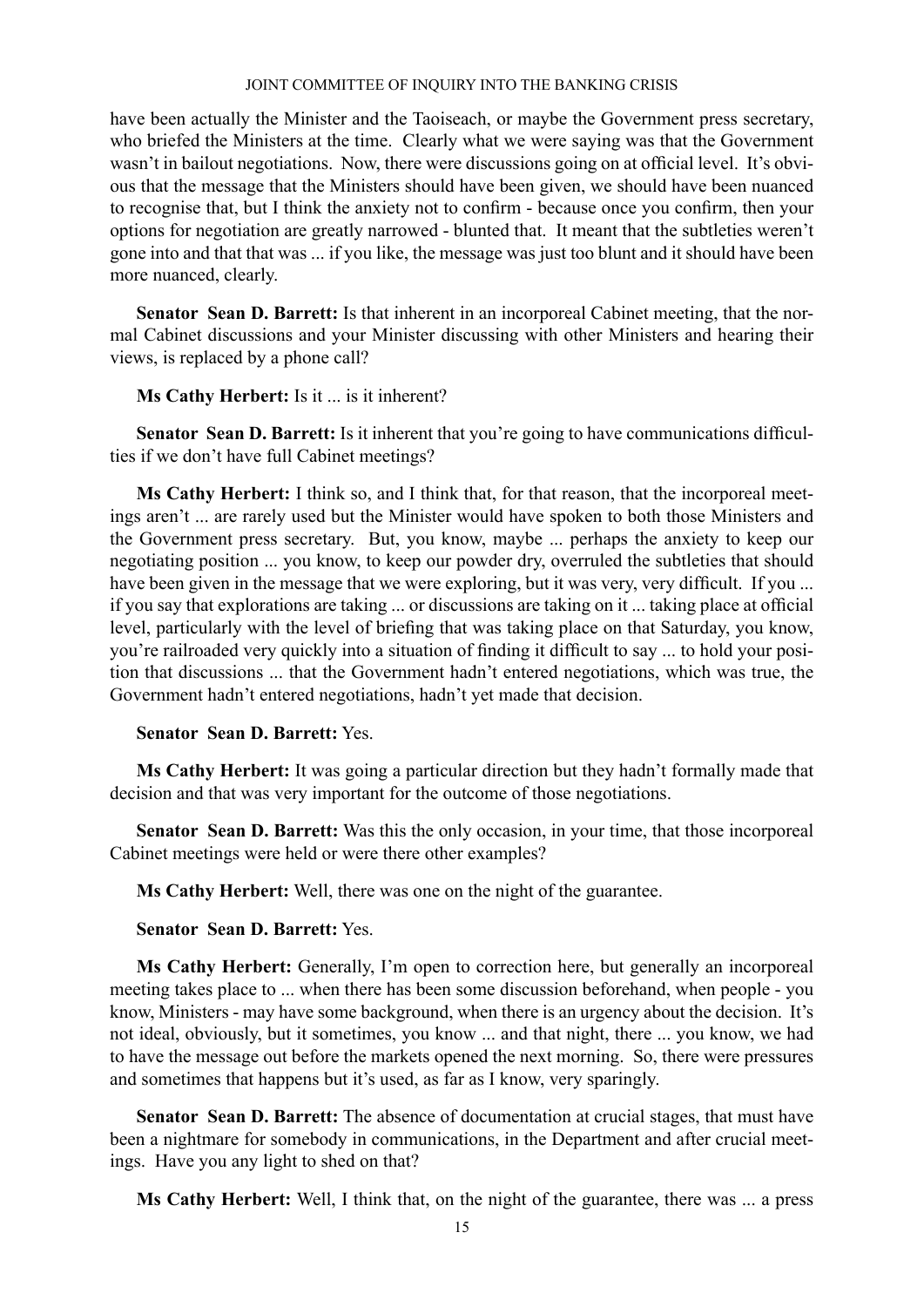have been actually the Minister and the Taoiseach, or maybe the Government press secretary, who briefed the Ministers at the time. Clearly what we were saying was that the Government wasn't in bailout negotiations. Now, there were discussions going on at official level. It's obvious that the message that the Ministers should have been given, we should have been nuanced to recognise that, but I think the anxiety not to confirm - because once you confirm, then your options for negotiation are greatly narrowed - blunted that. It meant that the subtleties weren't gone into and that that was ... if you like, the message was just too blunt and it should have been more nuanced, clearly.

**Senator Sean D. Barrett:** Is that inherent in an incorporeal Cabinet meeting, that the normal Cabinet discussions and your Minister discussing with other Ministers and hearing their views, is replaced by a phone call?

**Ms Cathy Herbert:** Is it ... is it inherent?

**Senator Sean D. Barrett:** Is it inherent that you're going to have communications difficulties if we don't have full Cabinet meetings?

**Ms Cathy Herbert:** I think so, and I think that, for that reason, that the incorporeal meetings aren't ... are rarely used but the Minister would have spoken to both those Ministers and the Government press secretary. But, you know, maybe ... perhaps the anxiety to keep our negotiating position ... you know, to keep our powder dry, overruled the subtleties that should have been given in the message that we were exploring, but it was very, very difficult. If you ... if you say that explorations are taking ... or discussions are taking on it ... taking place at official level, particularly with the level of briefing that was taking place on that Saturday, you know, you're railroaded very quickly into a situation of finding it difficult to say ... to hold your position that discussions ... that the Government hadn't entered negotiations, which was true, the Government hadn't entered negotiations, hadn't yet made that decision.

**Senator Sean D. Barrett:** Yes.

**Ms Cathy Herbert:** It was going a particular direction but they hadn't formally made that decision and that was very important for the outcome of those negotiations.

**Senator Sean D. Barrett:** Was this the only occasion, in your time, that those incorporeal Cabinet meetings were held or were there other examples?

**Ms Cathy Herbert:** Well, there was one on the night of the guarantee.

**Senator Sean D. Barrett:** Yes.

**Ms Cathy Herbert:** Generally, I'm open to correction here, but generally an incorporeal meeting takes place to ... when there has been some discussion beforehand, when people - you know, Ministers - may have some background, when there is an urgency about the decision. It's not ideal, obviously, but it sometimes, you know ... and that night, there ... you know, we had to have the message out before the markets opened the next morning. So, there were pressures and sometimes that happens but it's used, as far as I know, very sparingly.

**Senator Sean D. Barrett:** The absence of documentation at crucial stages, that must have been a nightmare for somebody in communications, in the Department and after crucial meetings. Have you any light to shed on that?

**Ms Cathy Herbert:** Well, I think that, on the night of the guarantee, there was ... a press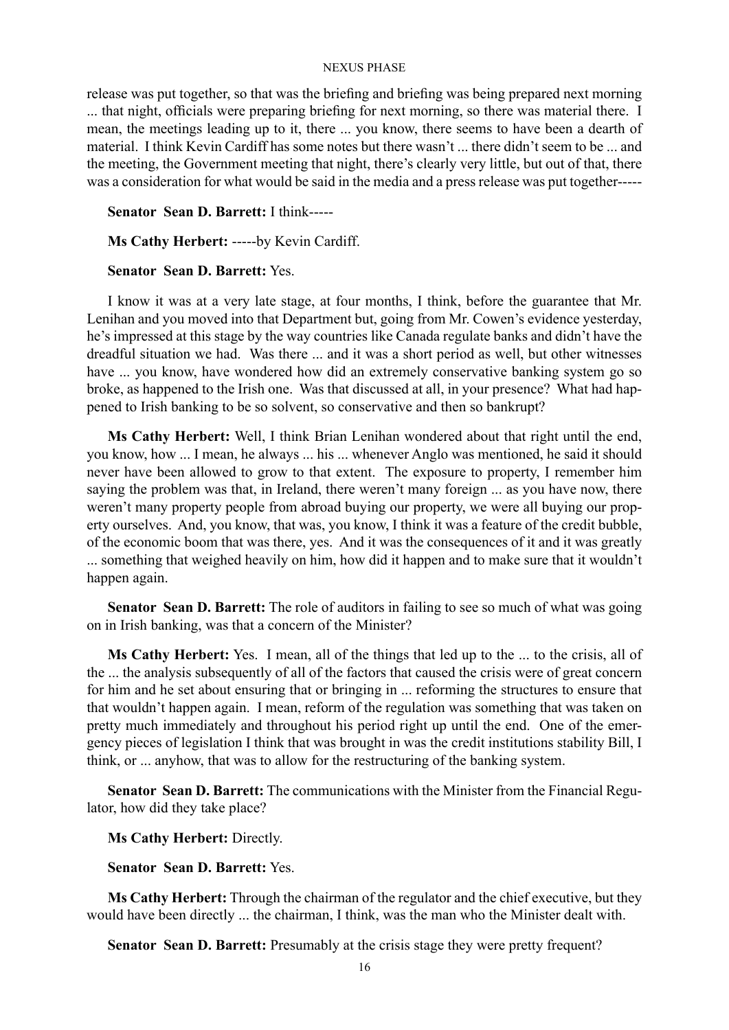release was put together, so that was the briefing and briefing was being prepared next morning ... that night, officials were preparing briefing for next morning, so there was material there. I mean, the meetings leading up to it, there ... you know, there seems to have been a dearth of material. I think Kevin Cardiff has some notes but there wasn't ... there didn't seem to be ... and the meeting, the Government meeting that night, there's clearly very little, but out of that, there was a consideration for what would be said in the media and a press release was put together-----

**Senator Sean D. Barrett:** I think-----

**Ms Cathy Herbert:** -----by Kevin Cardiff.

**Senator Sean D. Barrett:** Yes.

I know it was at a very late stage, at four months, I think, before the guarantee that Mr. Lenihan and you moved into that Department but, going from Mr. Cowen's evidence yesterday, he's impressed at this stage by the way countries like Canada regulate banks and didn't have the dreadful situation we had. Was there ... and it was a short period as well, but other witnesses have ... you know, have wondered how did an extremely conservative banking system go so broke, as happened to the Irish one. Was that discussed at all, in your presence? What had happened to Irish banking to be so solvent, so conservative and then so bankrupt?

**Ms Cathy Herbert:** Well, I think Brian Lenihan wondered about that right until the end, you know, how ... I mean, he always ... his ... whenever Anglo was mentioned, he said it should never have been allowed to grow to that extent. The exposure to property, I remember him saying the problem was that, in Ireland, there weren't many foreign ... as you have now, there weren't many property people from abroad buying our property, we were all buying our property ourselves. And, you know, that was, you know, I think it was a feature of the credit bubble, of the economic boom that was there, yes. And it was the consequences of it and it was greatly ... something that weighed heavily on him, how did it happen and to make sure that it wouldn't happen again.

**Senator Sean D. Barrett:** The role of auditors in failing to see so much of what was going on in Irish banking, was that a concern of the Minister?

**Ms Cathy Herbert:** Yes. I mean, all of the things that led up to the ... to the crisis, all of the ... the analysis subsequently of all of the factors that caused the crisis were of great concern for him and he set about ensuring that or bringing in ... reforming the structures to ensure that that wouldn't happen again. I mean, reform of the regulation was something that was taken on pretty much immediately and throughout his period right up until the end. One of the emergency pieces of legislation I think that was brought in was the credit institutions stability Bill, I think, or ... anyhow, that was to allow for the restructuring of the banking system.

**Senator Sean D. Barrett:** The communications with the Minister from the Financial Regulator, how did they take place?

**Ms Cathy Herbert:** Directly.

**Senator Sean D. Barrett:** Yes.

**Ms Cathy Herbert:** Through the chairman of the regulator and the chief executive, but they would have been directly ... the chairman, I think, was the man who the Minister dealt with.

**Senator Sean D. Barrett:** Presumably at the crisis stage they were pretty frequent?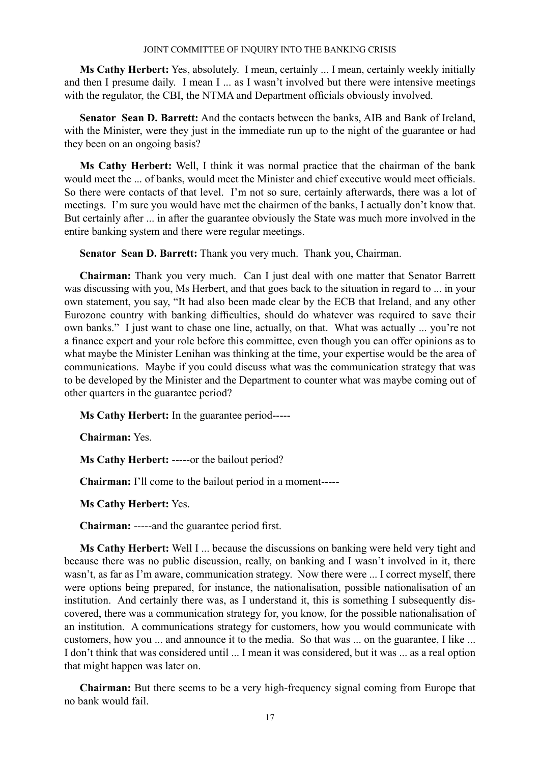**Ms Cathy Herbert:** Yes, absolutely. I mean, certainly ... I mean, certainly weekly initially and then I presume daily. I mean I ... as I wasn't involved but there were intensive meetings with the regulator, the CBI, the NTMA and Department officials obviously involved.

**Senator Sean D. Barrett:** And the contacts between the banks, AIB and Bank of Ireland, with the Minister, were they just in the immediate run up to the night of the guarantee or had they been on an ongoing basis?

**Ms Cathy Herbert:** Well, I think it was normal practice that the chairman of the bank would meet the ... of banks, would meet the Minister and chief executive would meet officials. So there were contacts of that level. I'm not so sure, certainly afterwards, there was a lot of meetings. I'm sure you would have met the chairmen of the banks, I actually don't know that. But certainly after ... in after the guarantee obviously the State was much more involved in the entire banking system and there were regular meetings.

**Senator Sean D. Barrett:** Thank you very much. Thank you, Chairman.

**Chairman:** Thank you very much. Can I just deal with one matter that Senator Barrett was discussing with you, Ms Herbert, and that goes back to the situation in regard to ... in your own statement, you say, "It had also been made clear by the ECB that Ireland, and any other Eurozone country with banking difficulties, should do whatever was required to save their own banks." I just want to chase one line, actually, on that. What was actually ... you're not a finance expert and your role before this committee, even though you can offer opinions as to what maybe the Minister Lenihan was thinking at the time, your expertise would be the area of communications. Maybe if you could discuss what was the communication strategy that was to be developed by the Minister and the Department to counter what was maybe coming out of other quarters in the guarantee period?

**Ms Cathy Herbert:** In the guarantee period-----

**Chairman:** Yes.

**Ms Cathy Herbert:** -----or the bailout period?

**Chairman:** I'll come to the bailout period in a moment-----

**Ms Cathy Herbert:** Yes.

**Chairman:** -----and the guarantee period first.

**Ms Cathy Herbert:** Well I ... because the discussions on banking were held very tight and because there was no public discussion, really, on banking and I wasn't involved in it, there wasn't, as far as I'm aware, communication strategy. Now there were ... I correct myself, there were options being prepared, for instance, the nationalisation, possible nationalisation of an institution. And certainly there was, as I understand it, this is something I subsequently discovered, there was a communication strategy for, you know, for the possible nationalisation of an institution. A communications strategy for customers, how you would communicate with customers, how you ... and announce it to the media. So that was ... on the guarantee, I like ... I don't think that was considered until ... I mean it was considered, but it was ... as a real option that might happen was later on.

**Chairman:** But there seems to be a very high-frequency signal coming from Europe that no bank would fail.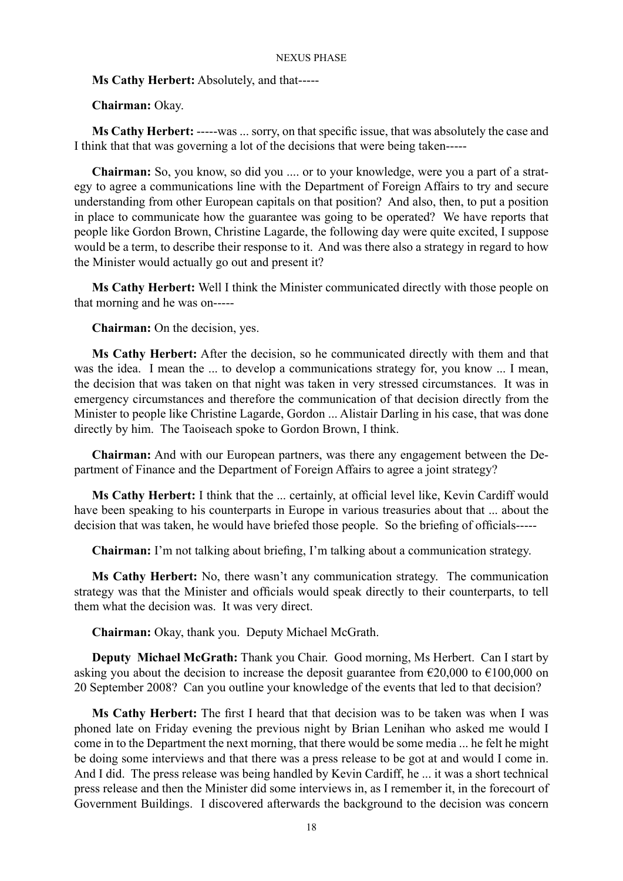**Ms Cathy Herbert:** Absolutely, and that-----

**Chairman:** Okay.

**Ms Cathy Herbert:** -----was ... sorry, on that specific issue, that was absolutely the case and I think that that was governing a lot of the decisions that were being taken-----

**Chairman:** So, you know, so did you .... or to your knowledge, were you a part of a strategy to agree a communications line with the Department of Foreign Affairs to try and secure understanding from other European capitals on that position? And also, then, to put a position in place to communicate how the guarantee was going to be operated? We have reports that people like Gordon Brown, Christine Lagarde, the following day were quite excited, I suppose would be a term, to describe their response to it. And was there also a strategy in regard to how the Minister would actually go out and present it?

**Ms Cathy Herbert:** Well I think the Minister communicated directly with those people on that morning and he was on-----

**Chairman:** On the decision, yes.

**Ms Cathy Herbert:** After the decision, so he communicated directly with them and that was the idea. I mean the ... to develop a communications strategy for, you know ... I mean, the decision that was taken on that night was taken in very stressed circumstances. It was in emergency circumstances and therefore the communication of that decision directly from the Minister to people like Christine Lagarde, Gordon ... Alistair Darling in his case, that was done directly by him. The Taoiseach spoke to Gordon Brown, I think.

**Chairman:** And with our European partners, was there any engagement between the Department of Finance and the Department of Foreign Affairs to agree a joint strategy?

**Ms Cathy Herbert:** I think that the ... certainly, at official level like, Kevin Cardiff would have been speaking to his counterparts in Europe in various treasuries about that ... about the decision that was taken, he would have briefed those people. So the briefing of officials-----

**Chairman:** I'm not talking about briefing, I'm talking about a communication strategy.

**Ms Cathy Herbert:** No, there wasn't any communication strategy. The communication strategy was that the Minister and officials would speak directly to their counterparts, to tell them what the decision was. It was very direct.

**Chairman:** Okay, thank you. Deputy Michael McGrath.

**Deputy Michael McGrath:** Thank you Chair. Good morning, Ms Herbert. Can I start by asking you about the decision to increase the deposit guarantee from €20,000 to €100,000 on 20 September 2008? Can you outline your knowledge of the events that led to that decision?

**Ms Cathy Herbert:** The first I heard that that decision was to be taken was when I was phoned late on Friday evening the previous night by Brian Lenihan who asked me would I come in to the Department the next morning, that there would be some media ... he felt he might be doing some interviews and that there was a press release to be got at and would I come in. And I did. The press release was being handled by Kevin Cardiff, he ... it was a short technical press release and then the Minister did some interviews in, as I remember it, in the forecourt of Government Buildings. I discovered afterwards the background to the decision was concern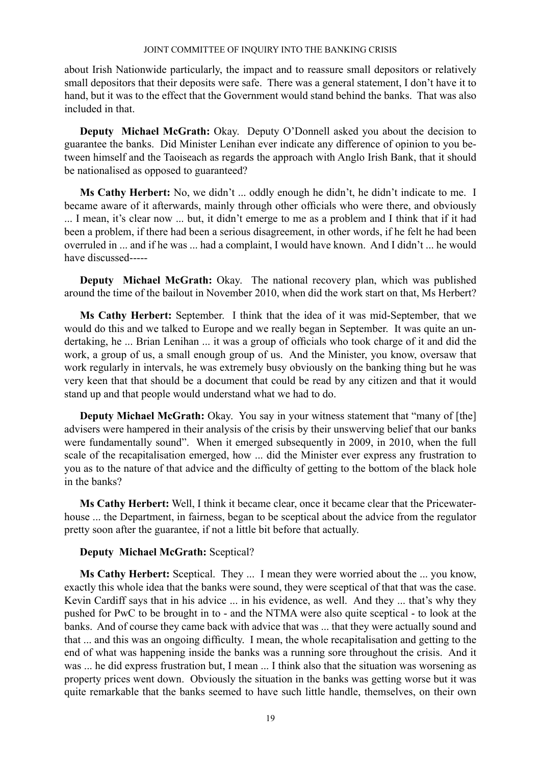about Irish Nationwide particularly, the impact and to reassure small depositors or relatively small depositors that their deposits were safe. There was a general statement, I don't have it to hand, but it was to the effect that the Government would stand behind the banks. That was also included in that.

**Deputy Michael McGrath:** Okay. Deputy O'Donnell asked you about the decision to guarantee the banks. Did Minister Lenihan ever indicate any difference of opinion to you between himself and the Taoiseach as regards the approach with Anglo Irish Bank, that it should be nationalised as opposed to guaranteed?

**Ms Cathy Herbert:** No, we didn't ... oddly enough he didn't, he didn't indicate to me. I became aware of it afterwards, mainly through other officials who were there, and obviously ... I mean, it's clear now ... but, it didn't emerge to me as a problem and I think that if it had been a problem, if there had been a serious disagreement, in other words, if he felt he had been overruled in ... and if he was ... had a complaint, I would have known. And I didn't ... he would have discussed-----

**Deputy Michael McGrath:** Okay. The national recovery plan, which was published around the time of the bailout in November 2010, when did the work start on that, Ms Herbert?

**Ms Cathy Herbert:** September. I think that the idea of it was mid-September, that we would do this and we talked to Europe and we really began in September. It was quite an undertaking, he ... Brian Lenihan ... it was a group of officials who took charge of it and did the work, a group of us, a small enough group of us. And the Minister, you know, oversaw that work regularly in intervals, he was extremely busy obviously on the banking thing but he was very keen that that should be a document that could be read by any citizen and that it would stand up and that people would understand what we had to do.

**Deputy Michael McGrath:** Okay. You say in your witness statement that "many of [the] advisers were hampered in their analysis of the crisis by their unswerving belief that our banks were fundamentally sound". When it emerged subsequently in 2009, in 2010, when the full scale of the recapitalisation emerged, how ... did the Minister ever express any frustration to you as to the nature of that advice and the difficulty of getting to the bottom of the black hole in the banks?

**Ms Cathy Herbert:** Well, I think it became clear, once it became clear that the Pricewaterhouse ... the Department, in fairness, began to be sceptical about the advice from the regulator pretty soon after the guarantee, if not a little bit before that actually.

**Deputy Michael McGrath:** Sceptical?

**Ms Cathy Herbert:** Sceptical. They ... I mean they were worried about the ... you know, exactly this whole idea that the banks were sound, they were sceptical of that that was the case. Kevin Cardiff says that in his advice ... in his evidence, as well. And they ... that's why they pushed for PwC to be brought in to - and the NTMA were also quite sceptical - to look at the banks. And of course they came back with advice that was ... that they were actually sound and that ... and this was an ongoing difficulty. I mean, the whole recapitalisation and getting to the end of what was happening inside the banks was a running sore throughout the crisis. And it was ... he did express frustration but, I mean ... I think also that the situation was worsening as property prices went down. Obviously the situation in the banks was getting worse but it was quite remarkable that the banks seemed to have such little handle, themselves, on their own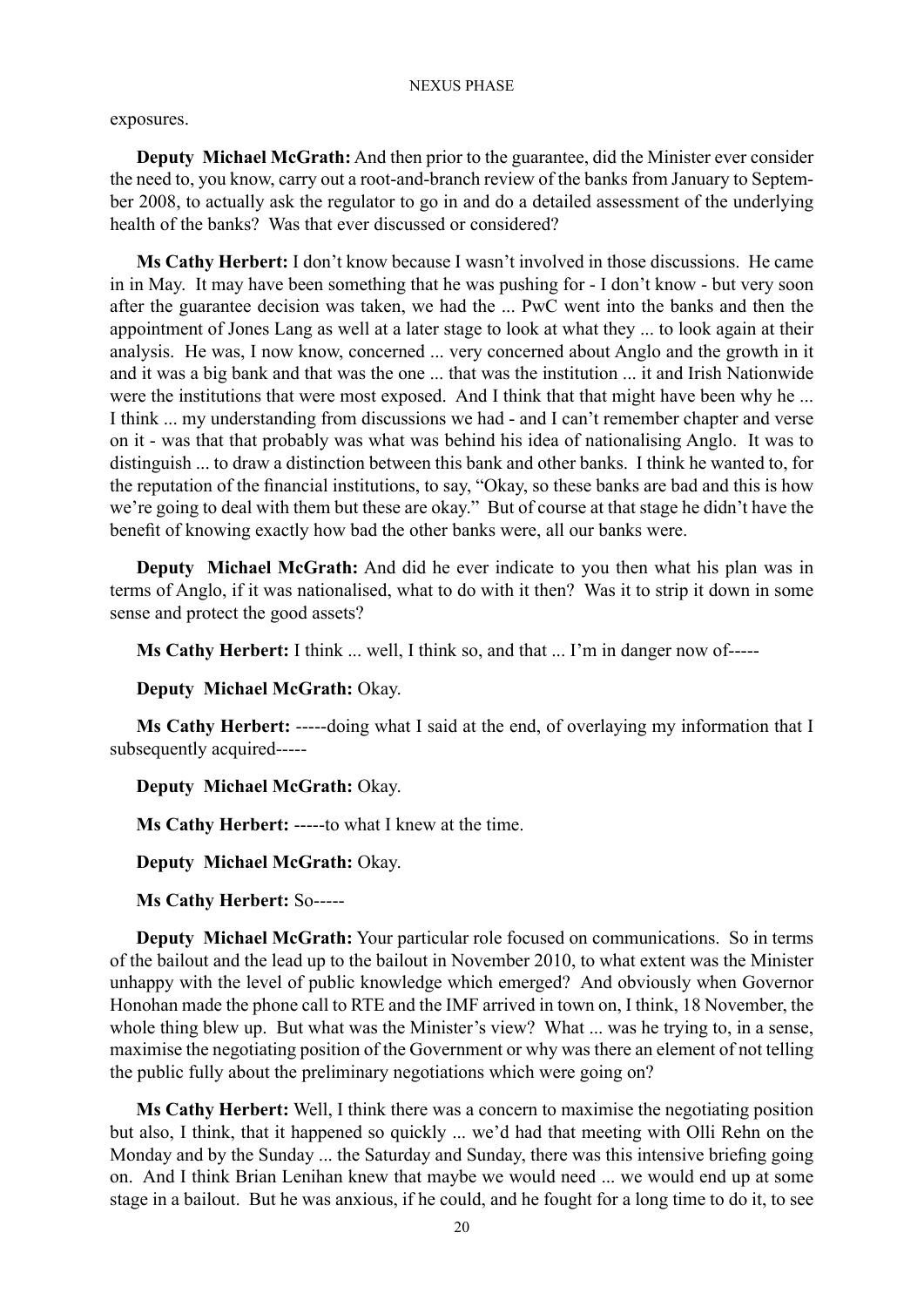exposures.

**Deputy Michael McGrath:** And then prior to the guarantee, did the Minister ever consider the need to, you know, carry out a root-and-branch review of the banks from January to September 2008, to actually ask the regulator to go in and do a detailed assessment of the underlying health of the banks? Was that ever discussed or considered?

**Ms Cathy Herbert:** I don't know because I wasn't involved in those discussions. He came in in May. It may have been something that he was pushing for - I don't know - but very soon after the guarantee decision was taken, we had the ... PwC went into the banks and then the appointment of Jones Lang as well at a later stage to look at what they ... to look again at their analysis. He was, I now know, concerned ... very concerned about Anglo and the growth in it and it was a big bank and that was the one ... that was the institution ... it and Irish Nationwide were the institutions that were most exposed. And I think that that might have been why he ... I think ... my understanding from discussions we had - and I can't remember chapter and verse on it - was that that probably was what was behind his idea of nationalising Anglo. It was to distinguish ... to draw a distinction between this bank and other banks. I think he wanted to, for the reputation of the financial institutions, to say, "Okay, so these banks are bad and this is how we're going to deal with them but these are okay." But of course at that stage he didn't have the benefit of knowing exactly how bad the other banks were, all our banks were.

**Deputy Michael McGrath:** And did he ever indicate to you then what his plan was in terms of Anglo, if it was nationalised, what to do with it then? Was it to strip it down in some sense and protect the good assets?

**Ms Cathy Herbert:** I think ... well, I think so, and that ... I'm in danger now of-----

**Deputy Michael McGrath:** Okay.

**Ms Cathy Herbert:** -----doing what I said at the end, of overlaying my information that I subsequently acquired-----

**Deputy Michael McGrath:** Okay.

**Ms Cathy Herbert:** -----to what I knew at the time.

**Deputy Michael McGrath:** Okay.

**Ms Cathy Herbert:** So-----

**Deputy Michael McGrath:** Your particular role focused on communications. So in terms of the bailout and the lead up to the bailout in November 2010, to what extent was the Minister unhappy with the level of public knowledge which emerged? And obviously when Governor Honohan made the phone call to RTE and the IMF arrived in town on, I think, 18 November, the whole thing blew up. But what was the Minister's view? What ... was he trying to, in a sense, maximise the negotiating position of the Government or why was there an element of not telling the public fully about the preliminary negotiations which were going on?

**Ms Cathy Herbert:** Well, I think there was a concern to maximise the negotiating position but also, I think, that it happened so quickly ... we'd had that meeting with Olli Rehn on the Monday and by the Sunday ... the Saturday and Sunday, there was this intensive briefing going on. And I think Brian Lenihan knew that maybe we would need ... we would end up at some stage in a bailout. But he was anxious, if he could, and he fought for a long time to do it, to see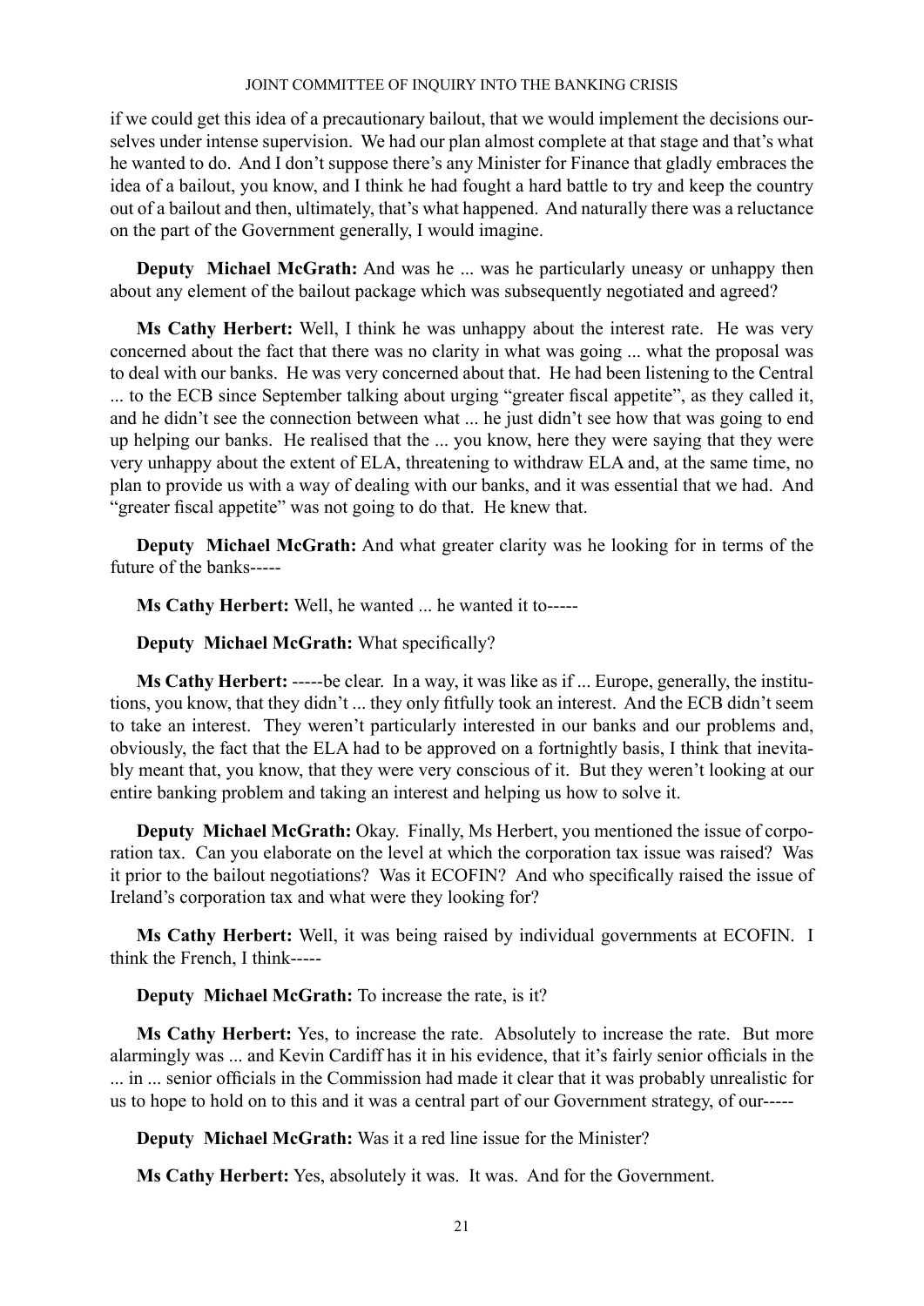if we could get this idea of a precautionary bailout, that we would implement the decisions ourselves under intense supervision. We had our plan almost complete at that stage and that's what he wanted to do. And I don't suppose there's any Minister for Finance that gladly embraces the idea of a bailout, you know, and I think he had fought a hard battle to try and keep the country out of a bailout and then, ultimately, that's what happened. And naturally there was a reluctance on the part of the Government generally, I would imagine.

**Deputy Michael McGrath:** And was he ... was he particularly uneasy or unhappy then about any element of the bailout package which was subsequently negotiated and agreed?

**Ms Cathy Herbert:** Well, I think he was unhappy about the interest rate. He was very concerned about the fact that there was no clarity in what was going ... what the proposal was to deal with our banks. He was very concerned about that. He had been listening to the Central ... to the ECB since September talking about urging "greater fiscal appetite", as they called it, and he didn't see the connection between what ... he just didn't see how that was going to end up helping our banks. He realised that the ... you know, here they were saying that they were very unhappy about the extent of ELA, threatening to withdraw ELA and, at the same time, no plan to provide us with a way of dealing with our banks, and it was essential that we had. And "greater fiscal appetite" was not going to do that. He knew that.

**Deputy Michael McGrath:** And what greater clarity was he looking for in terms of the future of the banks-----

**Ms Cathy Herbert:** Well, he wanted ... he wanted it to-----

**Deputy Michael McGrath:** What specifically?

**Ms Cathy Herbert:** -----be clear. In a way, it was like as if ... Europe, generally, the institutions, you know, that they didn't ... they only fitfully took an interest. And the ECB didn't seem to take an interest. They weren't particularly interested in our banks and our problems and, obviously, the fact that the ELA had to be approved on a fortnightly basis, I think that inevitably meant that, you know, that they were very conscious of it. But they weren't looking at our entire banking problem and taking an interest and helping us how to solve it.

**Deputy Michael McGrath:** Okay. Finally, Ms Herbert, you mentioned the issue of corporation tax. Can you elaborate on the level at which the corporation tax issue was raised? Was it prior to the bailout negotiations? Was it ECOFIN? And who specifically raised the issue of Ireland's corporation tax and what were they looking for?

**Ms Cathy Herbert:** Well, it was being raised by individual governments at ECOFIN. I think the French, I think-----

**Deputy Michael McGrath:** To increase the rate, is it?

**Ms Cathy Herbert:** Yes, to increase the rate. Absolutely to increase the rate. But more alarmingly was ... and Kevin Cardiff has it in his evidence, that it's fairly senior officials in the ... in ... senior officials in the Commission had made it clear that it was probably unrealistic for us to hope to hold on to this and it was a central part of our Government strategy, of our-----

**Deputy Michael McGrath:** Was it a red line issue for the Minister?

**Ms Cathy Herbert:** Yes, absolutely it was. It was. And for the Government.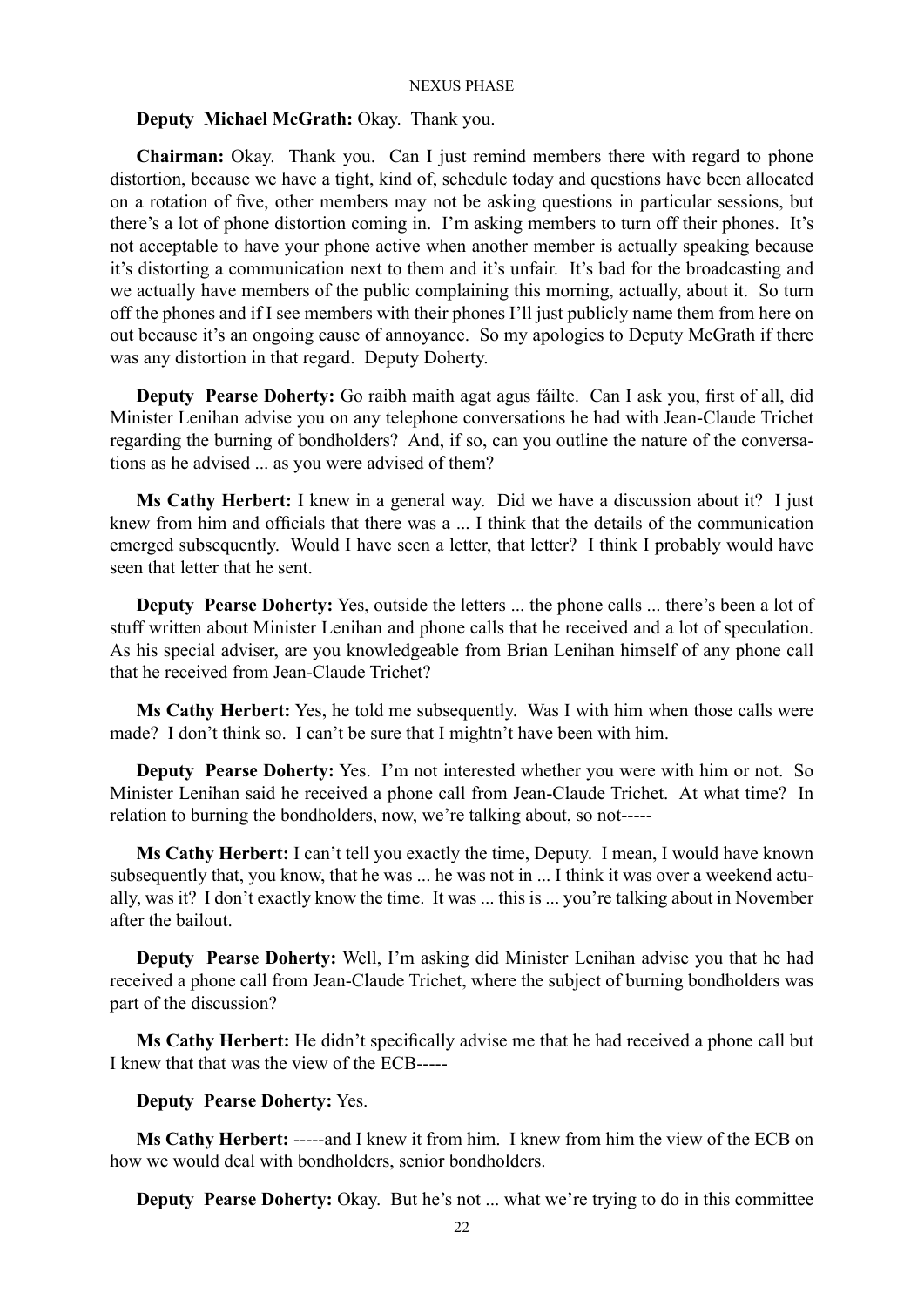**Deputy Michael McGrath:** Okay. Thank you.

**Chairman:** Okay. Thank you. Can I just remind members there with regard to phone distortion, because we have a tight, kind of, schedule today and questions have been allocated on a rotation of five, other members may not be asking questions in particular sessions, but there's a lot of phone distortion coming in. I'm asking members to turn off their phones. It's not acceptable to have your phone active when another member is actually speaking because it's distorting a communication next to them and it's unfair. It's bad for the broadcasting and we actually have members of the public complaining this morning, actually, about it. So turn off the phones and if I see members with their phones I'll just publicly name them from here on out because it's an ongoing cause of annoyance. So my apologies to Deputy McGrath if there was any distortion in that regard. Deputy Doherty.

**Deputy Pearse Doherty:** Go raibh maith agat agus fáilte. Can I ask you, first of all, did Minister Lenihan advise you on any telephone conversations he had with Jean-Claude Trichet regarding the burning of bondholders? And, if so, can you outline the nature of the conversations as he advised ... as you were advised of them?

**Ms Cathy Herbert:** I knew in a general way. Did we have a discussion about it? I just knew from him and officials that there was a ... I think that the details of the communication emerged subsequently. Would I have seen a letter, that letter? I think I probably would have seen that letter that he sent.

**Deputy Pearse Doherty:** Yes, outside the letters ... the phone calls ... there's been a lot of stuff written about Minister Lenihan and phone calls that he received and a lot of speculation. As his special adviser, are you knowledgeable from Brian Lenihan himself of any phone call that he received from Jean-Claude Trichet?

**Ms Cathy Herbert:** Yes, he told me subsequently. Was I with him when those calls were made? I don't think so. I can't be sure that I mightn't have been with him.

**Deputy Pearse Doherty:** Yes. I'm not interested whether you were with him or not. So Minister Lenihan said he received a phone call from Jean-Claude Trichet. At what time? In relation to burning the bondholders, now, we're talking about, so not-----

**Ms Cathy Herbert:** I can't tell you exactly the time, Deputy. I mean, I would have known subsequently that, you know, that he was ... he was not in ... I think it was over a weekend actually, was it? I don't exactly know the time. It was ... this is ... you're talking about in November after the bailout.

**Deputy Pearse Doherty:** Well, I'm asking did Minister Lenihan advise you that he had received a phone call from Jean-Claude Trichet, where the subject of burning bondholders was part of the discussion?

**Ms Cathy Herbert:** He didn't specifically advise me that he had received a phone call but I knew that that was the view of the ECB-----

**Deputy Pearse Doherty:** Yes.

**Ms Cathy Herbert:** -----and I knew it from him. I knew from him the view of the ECB on how we would deal with bondholders, senior bondholders.

**Deputy Pearse Doherty:** Okay. But he's not ... what we're trying to do in this committee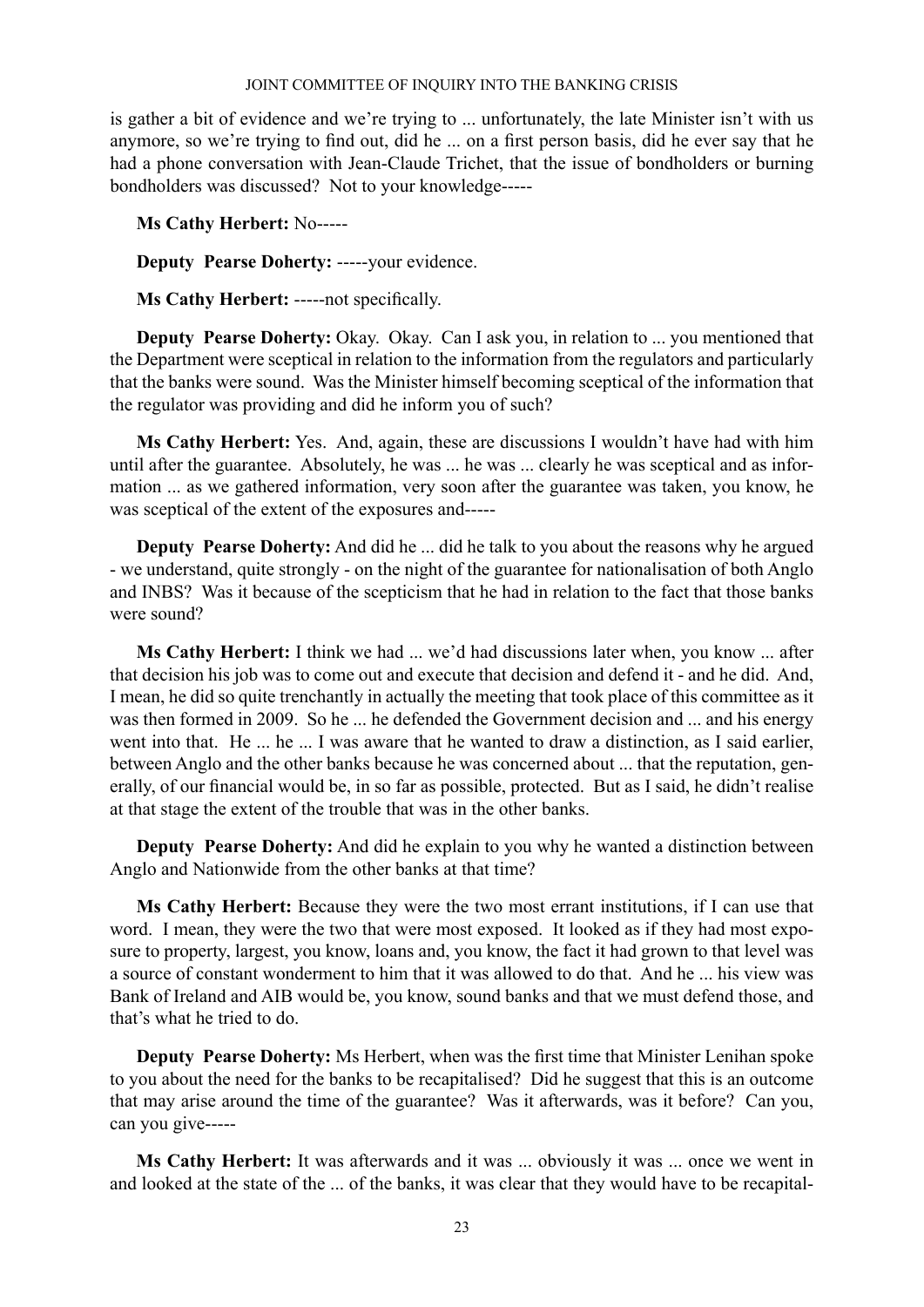is gather a bit of evidence and we're trying to ... unfortunately, the late Minister isn't with us anymore, so we're trying to find out, did he ... on a first person basis, did he ever say that he had a phone conversation with Jean-Claude Trichet, that the issue of bondholders or burning bondholders was discussed? Not to your knowledge-----

**Ms Cathy Herbert:** No-----

**Deputy Pearse Doherty:** -----your evidence.

**Ms Cathy Herbert:** -----not specifically.

**Deputy Pearse Doherty:** Okay. Okay. Can I ask you, in relation to ... you mentioned that the Department were sceptical in relation to the information from the regulators and particularly that the banks were sound. Was the Minister himself becoming sceptical of the information that the regulator was providing and did he inform you of such?

**Ms Cathy Herbert:** Yes. And, again, these are discussions I wouldn't have had with him until after the guarantee. Absolutely, he was ... he was ... clearly he was sceptical and as information ... as we gathered information, very soon after the guarantee was taken, you know, he was sceptical of the extent of the exposures and-----

**Deputy Pearse Doherty:** And did he ... did he talk to you about the reasons why he argued - we understand, quite strongly - on the night of the guarantee for nationalisation of both Anglo and INBS? Was it because of the scepticism that he had in relation to the fact that those banks were sound?

**Ms Cathy Herbert:** I think we had ... we'd had discussions later when, you know ... after that decision his job was to come out and execute that decision and defend it - and he did. And, I mean, he did so quite trenchantly in actually the meeting that took place of this committee as it was then formed in 2009. So he ... he defended the Government decision and ... and his energy went into that. He ... he ... I was aware that he wanted to draw a distinction, as I said earlier, between Anglo and the other banks because he was concerned about ... that the reputation, generally, of our financial would be, in so far as possible, protected. But as I said, he didn't realise at that stage the extent of the trouble that was in the other banks.

**Deputy Pearse Doherty:** And did he explain to you why he wanted a distinction between Anglo and Nationwide from the other banks at that time?

**Ms Cathy Herbert:** Because they were the two most errant institutions, if I can use that word. I mean, they were the two that were most exposed. It looked as if they had most exposure to property, largest, you know, loans and, you know, the fact it had grown to that level was a source of constant wonderment to him that it was allowed to do that. And he ... his view was Bank of Ireland and AIB would be, you know, sound banks and that we must defend those, and that's what he tried to do.

**Deputy Pearse Doherty:** Ms Herbert, when was the first time that Minister Lenihan spoke to you about the need for the banks to be recapitalised? Did he suggest that this is an outcome that may arise around the time of the guarantee? Was it afterwards, was it before? Can you, can you give-----

**Ms Cathy Herbert:** It was afterwards and it was ... obviously it was ... once we went in and looked at the state of the ... of the banks, it was clear that they would have to be recapital-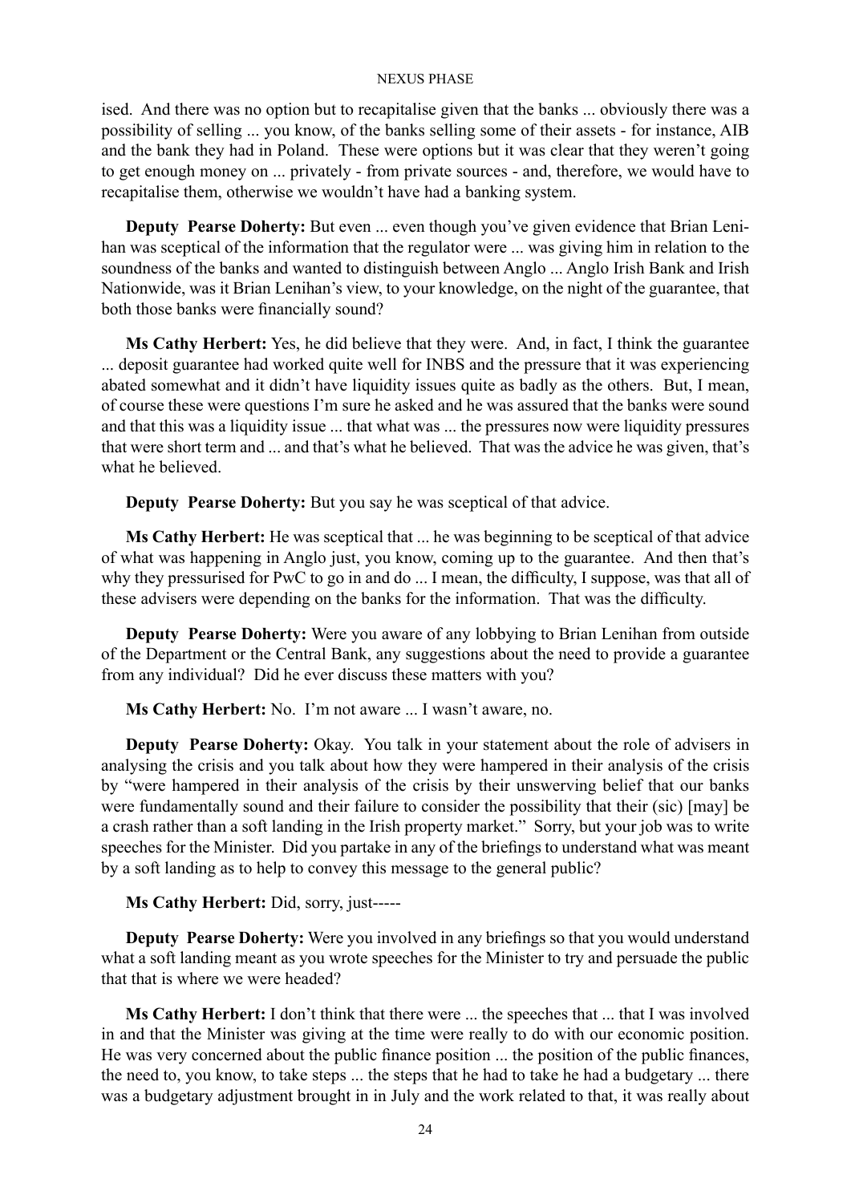ised. And there was no option but to recapitalise given that the banks ... obviously there was a possibility of selling ... you know, of the banks selling some of their assets - for instance, AIB and the bank they had in Poland. These were options but it was clear that they weren't going to get enough money on ... privately - from private sources - and, therefore, we would have to recapitalise them, otherwise we wouldn't have had a banking system.

**Deputy Pearse Doherty:** But even ... even though you've given evidence that Brian Lenihan was sceptical of the information that the regulator were ... was giving him in relation to the soundness of the banks and wanted to distinguish between Anglo ... Anglo Irish Bank and Irish Nationwide, was it Brian Lenihan's view, to your knowledge, on the night of the guarantee, that both those banks were financially sound?

**Ms Cathy Herbert:** Yes, he did believe that they were. And, in fact, I think the guarantee ... deposit guarantee had worked quite well for INBS and the pressure that it was experiencing abated somewhat and it didn't have liquidity issues quite as badly as the others. But, I mean, of course these were questions I'm sure he asked and he was assured that the banks were sound and that this was a liquidity issue ... that what was ... the pressures now were liquidity pressures that were short term and ... and that's what he believed. That was the advice he was given, that's what he believed.

**Deputy Pearse Doherty:** But you say he was sceptical of that advice.

**Ms Cathy Herbert:** He was sceptical that ... he was beginning to be sceptical of that advice of what was happening in Anglo just, you know, coming up to the guarantee. And then that's why they pressurised for PwC to go in and do ... I mean, the difficulty, I suppose, was that all of these advisers were depending on the banks for the information. That was the difficulty.

**Deputy Pearse Doherty:** Were you aware of any lobbying to Brian Lenihan from outside of the Department or the Central Bank, any suggestions about the need to provide a guarantee from any individual? Did he ever discuss these matters with you?

**Ms Cathy Herbert:** No. I'm not aware ... I wasn't aware, no.

**Deputy Pearse Doherty:** Okay. You talk in your statement about the role of advisers in analysing the crisis and you talk about how they were hampered in their analysis of the crisis by "were hampered in their analysis of the crisis by their unswerving belief that our banks were fundamentally sound and their failure to consider the possibility that their (sic) [may] be a crash rather than a soft landing in the Irish property market." Sorry, but your job was to write speeches for the Minister. Did you partake in any of the briefings to understand what was meant by a soft landing as to help to convey this message to the general public?

**Ms Cathy Herbert:** Did, sorry, just-----

**Deputy Pearse Doherty:** Were you involved in any briefings so that you would understand what a soft landing meant as you wrote speeches for the Minister to try and persuade the public that that is where we were headed?

**Ms Cathy Herbert:** I don't think that there were ... the speeches that ... that I was involved in and that the Minister was giving at the time were really to do with our economic position. He was very concerned about the public finance position ... the position of the public finances, the need to, you know, to take steps ... the steps that he had to take he had a budgetary ... there was a budgetary adjustment brought in in July and the work related to that, it was really about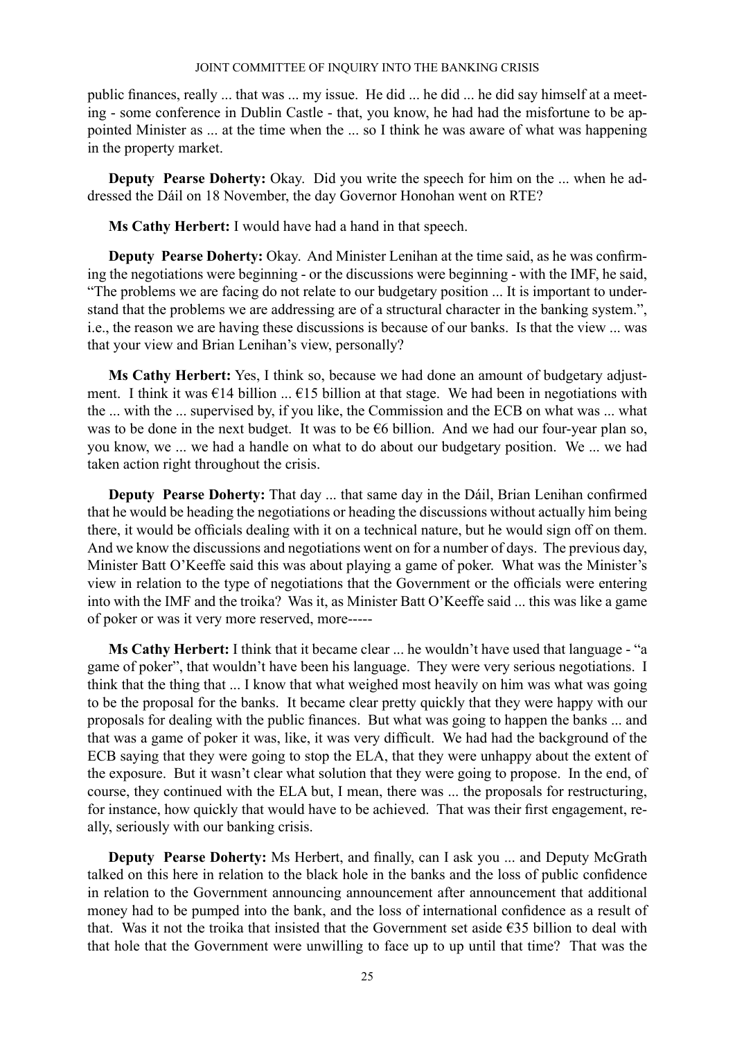public finances, really ... that was ... my issue. He did ... he did ... he did say himself at a meeting - some conference in Dublin Castle - that, you know, he had had the misfortune to be appointed Minister as ... at the time when the ... so I think he was aware of what was happening in the property market.

**Deputy Pearse Doherty:** Okay. Did you write the speech for him on the ... when he addressed the Dáil on 18 November, the day Governor Honohan went on RTE?

**Ms Cathy Herbert:** I would have had a hand in that speech.

**Deputy Pearse Doherty:** Okay. And Minister Lenihan at the time said, as he was confirming the negotiations were beginning - or the discussions were beginning - with the IMF, he said, "The problems we are facing do not relate to our budgetary position ... It is important to understand that the problems we are addressing are of a structural character in the banking system.", i.e., the reason we are having these discussions is because of our banks. Is that the view ... was that your view and Brian Lenihan's view, personally?

**Ms Cathy Herbert:** Yes, I think so, because we had done an amount of budgetary adjustment. I think it was €14 billion ... €15 billion at that stage. We had been in negotiations with the ... with the ... supervised by, if you like, the Commission and the ECB on what was ... what was to be done in the next budget. It was to be €6 billion. And we had our four-year plan so, you know, we ... we had a handle on what to do about our budgetary position. We ... we had taken action right throughout the crisis.

**Deputy Pearse Doherty:** That day ... that same day in the Dáil, Brian Lenihan confirmed that he would be heading the negotiations or heading the discussions without actually him being there, it would be officials dealing with it on a technical nature, but he would sign off on them. And we know the discussions and negotiations went on for a number of days. The previous day, Minister Batt O'Keeffe said this was about playing a game of poker. What was the Minister's view in relation to the type of negotiations that the Government or the officials were entering into with the IMF and the troika? Was it, as Minister Batt O'Keeffe said ... this was like a game of poker or was it very more reserved, more-----

**Ms Cathy Herbert:** I think that it became clear ... he wouldn't have used that language - "a game of poker", that wouldn't have been his language. They were very serious negotiations. I think that the thing that ... I know that what weighed most heavily on him was what was going to be the proposal for the banks. It became clear pretty quickly that they were happy with our proposals for dealing with the public finances. But what was going to happen the banks ... and that was a game of poker it was, like, it was very difficult. We had had the background of the ECB saying that they were going to stop the ELA, that they were unhappy about the extent of the exposure. But it wasn't clear what solution that they were going to propose. In the end, of course, they continued with the ELA but, I mean, there was ... the proposals for restructuring, for instance, how quickly that would have to be achieved. That was their first engagement, really, seriously with our banking crisis.

**Deputy Pearse Doherty:** Ms Herbert, and finally, can I ask you ... and Deputy McGrath talked on this here in relation to the black hole in the banks and the loss of public confidence in relation to the Government announcing announcement after announcement that additional money had to be pumped into the bank, and the loss of international confidence as a result of that. Was it not the troika that insisted that the Government set aside €35 billion to deal with that hole that the Government were unwilling to face up to up until that time? That was the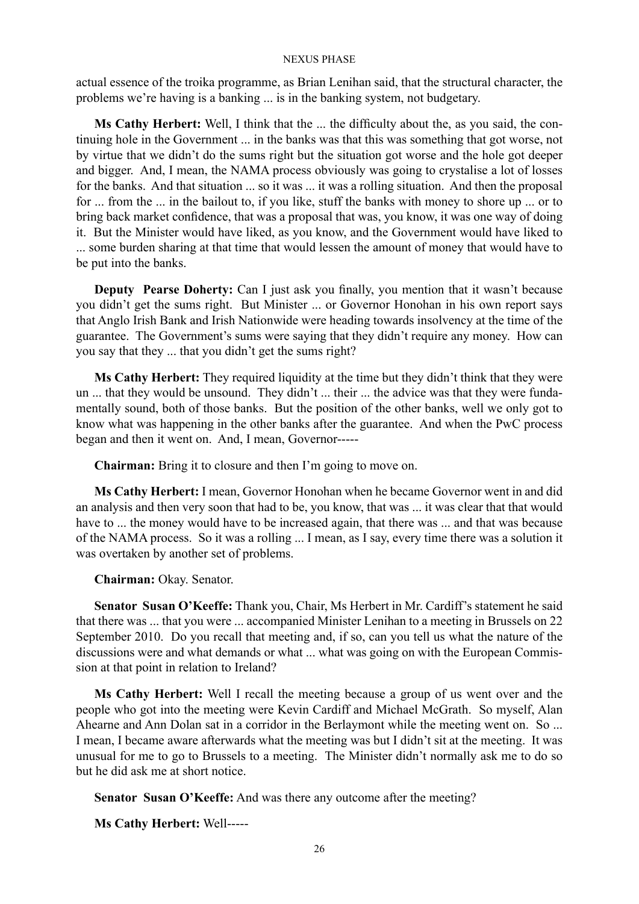actual essence of the troika programme, as Brian Lenihan said, that the structural character, the problems we're having is a banking ... is in the banking system, not budgetary.

**Ms Cathy Herbert:** Well, I think that the ... the difficulty about the, as you said, the continuing hole in the Government ... in the banks was that this was something that got worse, not by virtue that we didn't do the sums right but the situation got worse and the hole got deeper and bigger. And, I mean, the NAMA process obviously was going to crystalise a lot of losses for the banks. And that situation ... so it was ... it was a rolling situation. And then the proposal for ... from the ... in the bailout to, if you like, stuff the banks with money to shore up ... or to bring back market confidence, that was a proposal that was, you know, it was one way of doing it. But the Minister would have liked, as you know, and the Government would have liked to ... some burden sharing at that time that would lessen the amount of money that would have to be put into the banks.

**Deputy Pearse Doherty:** Can I just ask you finally, you mention that it wasn't because you didn't get the sums right. But Minister ... or Governor Honohan in his own report says that Anglo Irish Bank and Irish Nationwide were heading towards insolvency at the time of the guarantee. The Government's sums were saying that they didn't require any money. How can you say that they ... that you didn't get the sums right?

**Ms Cathy Herbert:** They required liquidity at the time but they didn't think that they were un ... that they would be unsound. They didn't ... their ... the advice was that they were fundamentally sound, both of those banks. But the position of the other banks, well we only got to know what was happening in the other banks after the guarantee. And when the PwC process began and then it went on. And, I mean, Governor-----

**Chairman:** Bring it to closure and then I'm going to move on.

**Ms Cathy Herbert:** I mean, Governor Honohan when he became Governor went in and did an analysis and then very soon that had to be, you know, that was ... it was clear that that would have to ... the money would have to be increased again, that there was ... and that was because of the NAMA process. So it was a rolling ... I mean, as I say, every time there was a solution it was overtaken by another set of problems.

**Chairman:** Okay. Senator.

**Senator Susan O'Keeffe:** Thank you, Chair, Ms Herbert in Mr. Cardiff's statement he said that there was ... that you were ... accompanied Minister Lenihan to a meeting in Brussels on 22 September 2010. Do you recall that meeting and, if so, can you tell us what the nature of the discussions were and what demands or what ... what was going on with the European Commission at that point in relation to Ireland?

**Ms Cathy Herbert:** Well I recall the meeting because a group of us went over and the people who got into the meeting were Kevin Cardiff and Michael McGrath. So myself, Alan Ahearne and Ann Dolan sat in a corridor in the Berlaymont while the meeting went on. So ... I mean, I became aware afterwards what the meeting was but I didn't sit at the meeting. It was unusual for me to go to Brussels to a meeting. The Minister didn't normally ask me to do so but he did ask me at short notice.

**Senator Susan O'Keeffe:** And was there any outcome after the meeting?

**Ms Cathy Herbert:** Well-----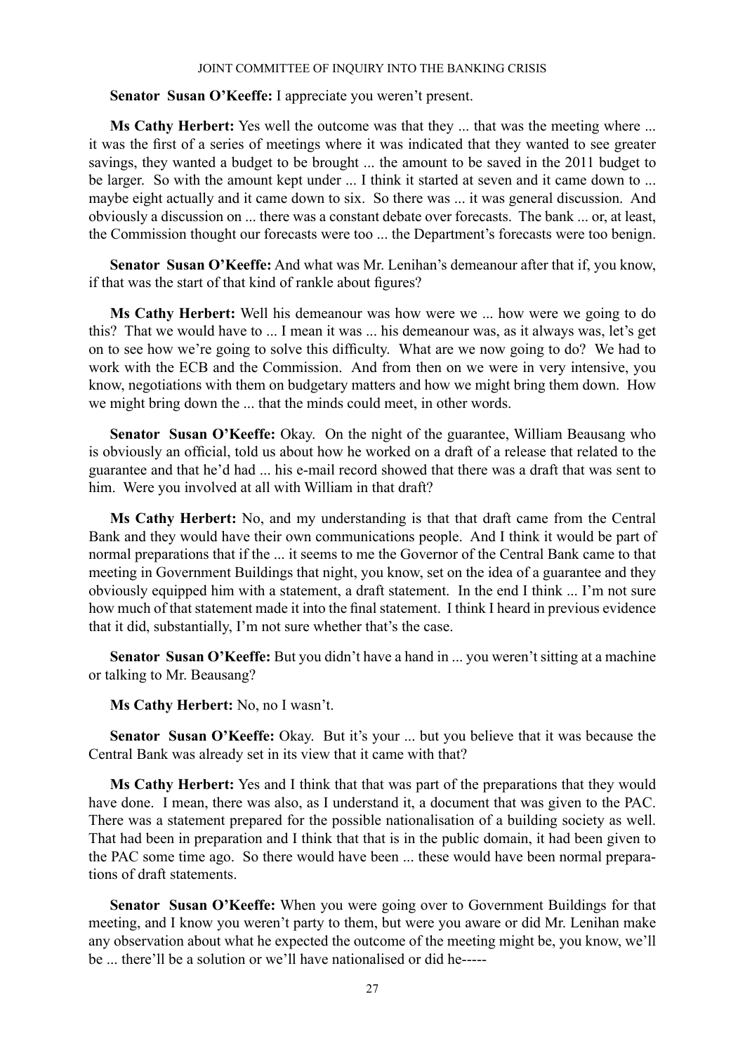**Senator Susan O'Keeffe:** I appreciate you weren't present.

**Ms Cathy Herbert:** Yes well the outcome was that they ... that was the meeting where ... it was the first of a series of meetings where it was indicated that they wanted to see greater savings, they wanted a budget to be brought ... the amount to be saved in the 2011 budget to be larger. So with the amount kept under ... I think it started at seven and it came down to ... maybe eight actually and it came down to six. So there was ... it was general discussion. And obviously a discussion on ... there was a constant debate over forecasts. The bank ... or, at least, the Commission thought our forecasts were too ... the Department's forecasts were too benign.

**Senator Susan O'Keeffe:** And what was Mr. Lenihan's demeanour after that if, you know, if that was the start of that kind of rankle about figures?

**Ms Cathy Herbert:** Well his demeanour was how were we ... how were we going to do this? That we would have to ... I mean it was ... his demeanour was, as it always was, let's get on to see how we're going to solve this difficulty. What are we now going to do? We had to work with the ECB and the Commission. And from then on we were in very intensive, you know, negotiations with them on budgetary matters and how we might bring them down. How we might bring down the ... that the minds could meet, in other words.

**Senator Susan O'Keeffe:** Okay. On the night of the guarantee, William Beausang who is obviously an official, told us about how he worked on a draft of a release that related to the guarantee and that he'd had ... his e-mail record showed that there was a draft that was sent to him. Were you involved at all with William in that draft?

**Ms Cathy Herbert:** No, and my understanding is that that draft came from the Central Bank and they would have their own communications people. And I think it would be part of normal preparations that if the ... it seems to me the Governor of the Central Bank came to that meeting in Government Buildings that night, you know, set on the idea of a guarantee and they obviously equipped him with a statement, a draft statement. In the end I think ... I'm not sure how much of that statement made it into the final statement. I think I heard in previous evidence that it did, substantially, I'm not sure whether that's the case.

**Senator Susan O'Keeffe:** But you didn't have a hand in ... you weren't sitting at a machine or talking to Mr. Beausang?

**Ms Cathy Herbert:** No, no I wasn't.

**Senator Susan O'Keeffe:** Okay. But it's your ... but you believe that it was because the Central Bank was already set in its view that it came with that?

**Ms Cathy Herbert:** Yes and I think that that was part of the preparations that they would have done. I mean, there was also, as I understand it, a document that was given to the PAC. There was a statement prepared for the possible nationalisation of a building society as well. That had been in preparation and I think that that is in the public domain, it had been given to the PAC some time ago. So there would have been ... these would have been normal preparations of draft statements.

**Senator Susan O'Keeffe:** When you were going over to Government Buildings for that meeting, and I know you weren't party to them, but were you aware or did Mr. Lenihan make any observation about what he expected the outcome of the meeting might be, you know, we'll be ... there'll be a solution or we'll have nationalised or did he-----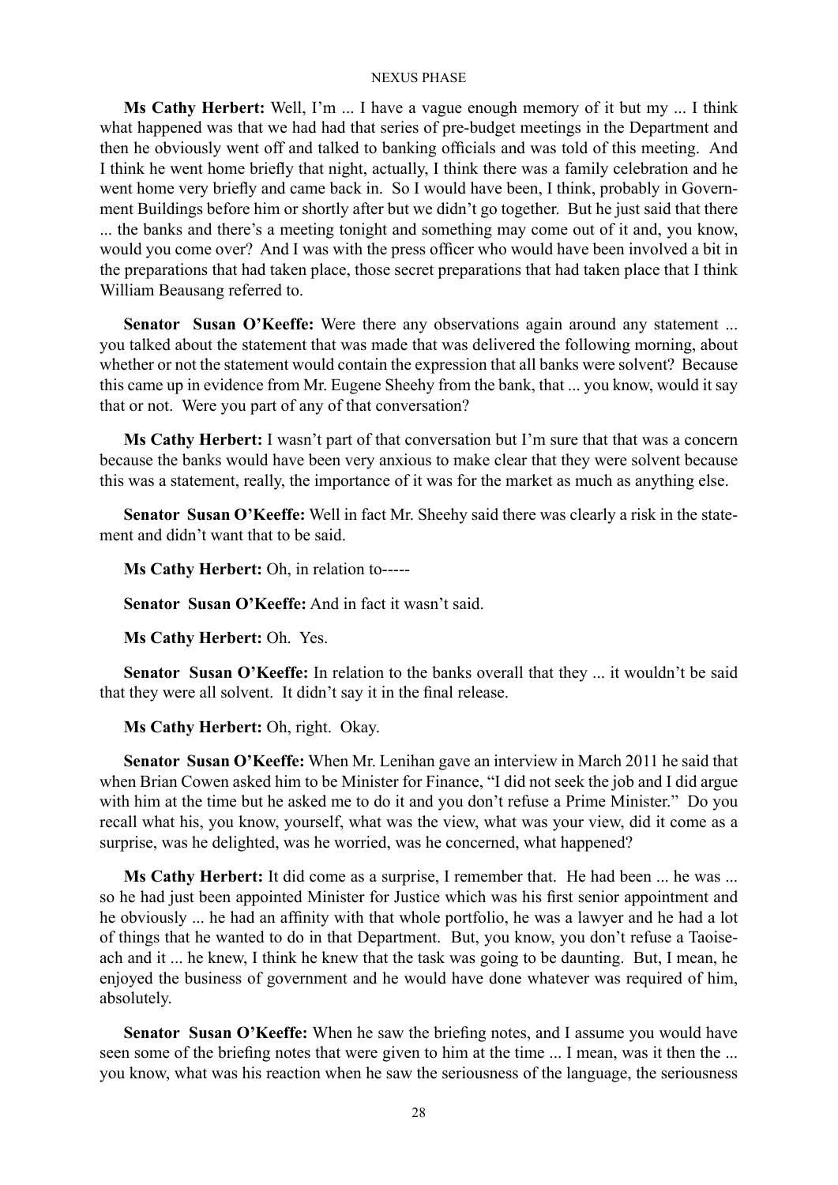**Ms Cathy Herbert:** Well, I'm ... I have a vague enough memory of it but my ... I think what happened was that we had had that series of pre-budget meetings in the Department and then he obviously went off and talked to banking officials and was told of this meeting. And I think he went home briefly that night, actually, I think there was a family celebration and he went home very briefly and came back in. So I would have been, I think, probably in Government Buildings before him or shortly after but we didn't go together. But he just said that there ... the banks and there's a meeting tonight and something may come out of it and, you know, would you come over? And I was with the press officer who would have been involved a bit in the preparations that had taken place, those secret preparations that had taken place that I think William Beausang referred to.

**Senator Susan O'Keeffe:** Were there any observations again around any statement ... you talked about the statement that was made that was delivered the following morning, about whether or not the statement would contain the expression that all banks were solvent? Because this came up in evidence from Mr. Eugene Sheehy from the bank, that ... you know, would it say that or not. Were you part of any of that conversation?

**Ms Cathy Herbert:** I wasn't part of that conversation but I'm sure that that was a concern because the banks would have been very anxious to make clear that they were solvent because this was a statement, really, the importance of it was for the market as much as anything else.

**Senator Susan O'Keeffe:** Well in fact Mr. Sheehy said there was clearly a risk in the statement and didn't want that to be said.

**Ms Cathy Herbert:** Oh, in relation to-----

**Senator Susan O'Keeffe:** And in fact it wasn't said.

**Ms Cathy Herbert:** Oh. Yes.

**Senator Susan O'Keeffe:** In relation to the banks overall that they ... it wouldn't be said that they were all solvent. It didn't say it in the final release.

**Ms Cathy Herbert:** Oh, right. Okay.

**Senator Susan O'Keeffe:** When Mr. Lenihan gave an interview in March 2011 he said that when Brian Cowen asked him to be Minister for Finance, "I did not seek the job and I did argue with him at the time but he asked me to do it and you don't refuse a Prime Minister." Do you recall what his, you know, yourself, what was the view, what was your view, did it come as a surprise, was he delighted, was he worried, was he concerned, what happened?

**Ms Cathy Herbert:** It did come as a surprise, I remember that. He had been ... he was ... so he had just been appointed Minister for Justice which was his first senior appointment and he obviously ... he had an affinity with that whole portfolio, he was a lawyer and he had a lot of things that he wanted to do in that Department. But, you know, you don't refuse a Taoiseach and it ... he knew, I think he knew that the task was going to be daunting. But, I mean, he enjoyed the business of government and he would have done whatever was required of him, absolutely.

**Senator Susan O'Keeffe:** When he saw the briefing notes, and I assume you would have seen some of the briefing notes that were given to him at the time ... I mean, was it then the ... you know, what was his reaction when he saw the seriousness of the language, the seriousness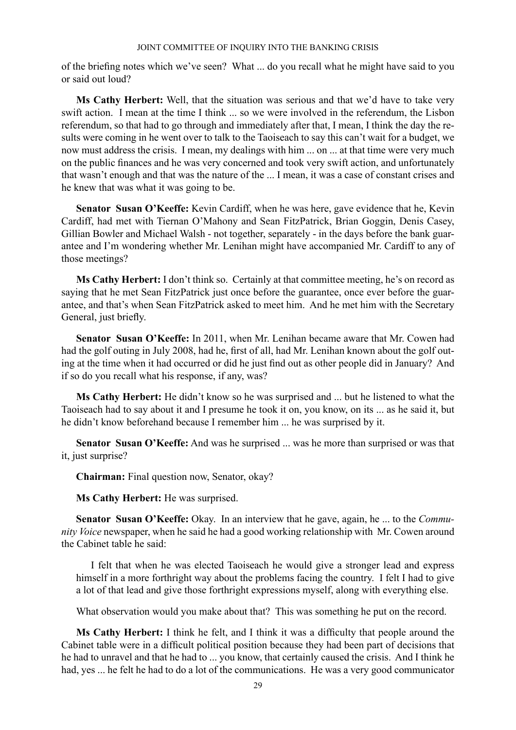of the briefing notes which we've seen? What ... do you recall what he might have said to you or said out loud?

**Ms Cathy Herbert:** Well, that the situation was serious and that we'd have to take very swift action. I mean at the time I think ... so we were involved in the referendum, the Lisbon referendum, so that had to go through and immediately after that, I mean, I think the day the results were coming in he went over to talk to the Taoiseach to say this can't wait for a budget, we now must address the crisis. I mean, my dealings with him ... on ... at that time were very much on the public finances and he was very concerned and took very swift action, and unfortunately that wasn't enough and that was the nature of the ... I mean, it was a case of constant crises and he knew that was what it was going to be.

**Senator Susan O'Keeffe:** Kevin Cardiff, when he was here, gave evidence that he, Kevin Cardiff, had met with Tiernan O'Mahony and Sean FitzPatrick, Brian Goggin, Denis Casey, Gillian Bowler and Michael Walsh - not together, separately - in the days before the bank guarantee and I'm wondering whether Mr. Lenihan might have accompanied Mr. Cardiff to any of those meetings?

**Ms Cathy Herbert:** I don't think so. Certainly at that committee meeting, he's on record as saying that he met Sean FitzPatrick just once before the guarantee, once ever before the guarantee, and that's when Sean FitzPatrick asked to meet him. And he met him with the Secretary General, just briefly.

**Senator Susan O'Keeffe:** In 2011, when Mr. Lenihan became aware that Mr. Cowen had had the golf outing in July 2008, had he, first of all, had Mr. Lenihan known about the golf outing at the time when it had occurred or did he just find out as other people did in January? And if so do you recall what his response, if any, was?

**Ms Cathy Herbert:** He didn't know so he was surprised and ... but he listened to what the Taoiseach had to say about it and I presume he took it on, you know, on its ... as he said it, but he didn't know beforehand because I remember him ... he was surprised by it.

**Senator Susan O'Keeffe:** And was he surprised ... was he more than surprised or was that it, just surprise?

**Chairman:** Final question now, Senator, okay?

**Ms Cathy Herbert:** He was surprised.

**Senator Susan O'Keeffe:** Okay. In an interview that he gave, again, he ... to the *Community Voice* newspaper, when he said he had a good working relationship with Mr. Cowen around the Cabinet table he said:

> I felt that when he was elected Taoiseach he would give a stronger lead and express himself in a more forthright way about the problems facing the country. I felt I had to give a lot of that lead and give those forthright expressions myself, along with everything else.

What observation would you make about that? This was something he put on the record.

**Ms Cathy Herbert:** I think he felt, and I think it was a difficulty that people around the Cabinet table were in a difficult political position because they had been part of decisions that he had to unravel and that he had to ... you know, that certainly caused the crisis. And I think he had, yes ... he felt he had to do a lot of the communications. He was a very good communicator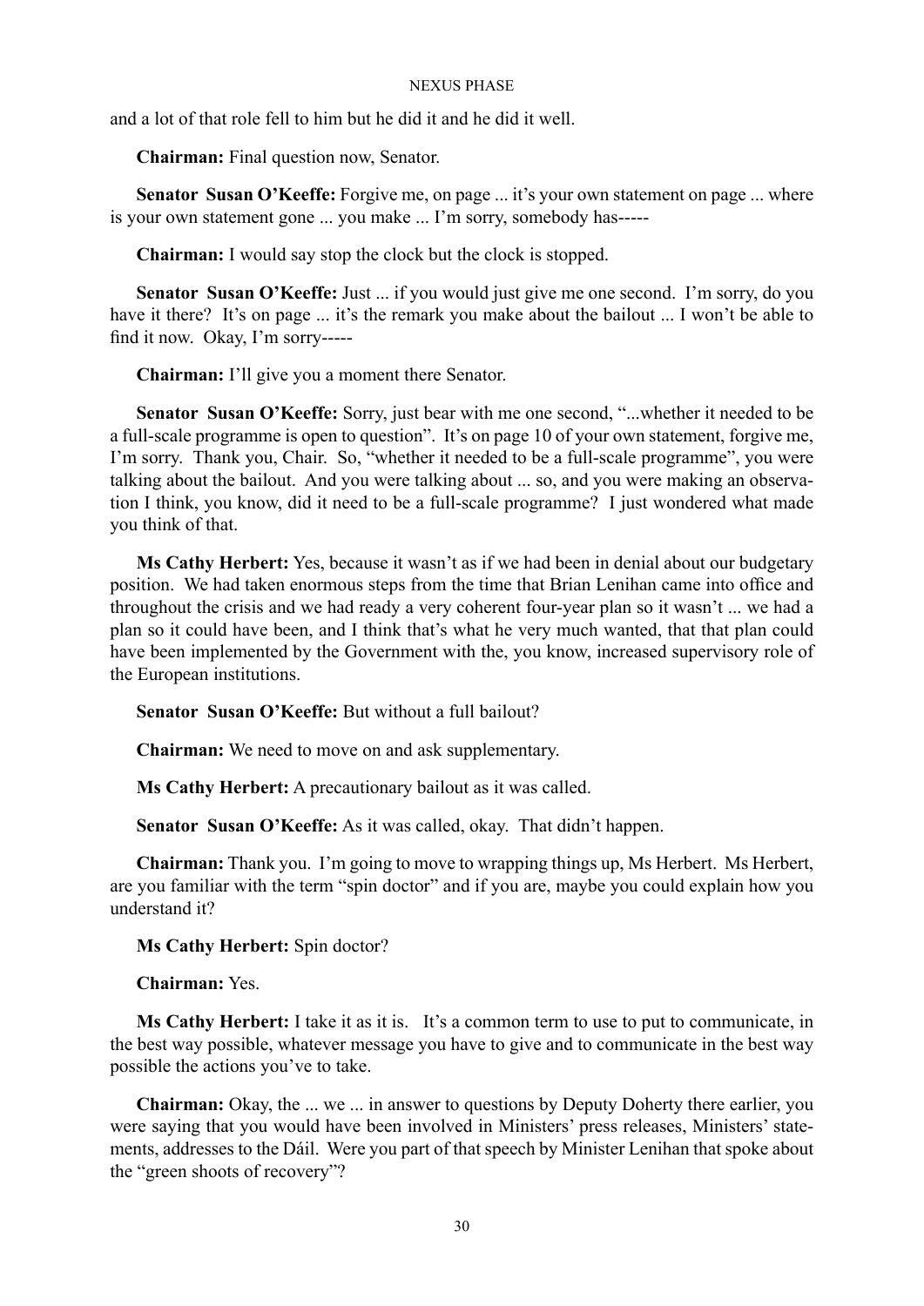and a lot of that role fell to him but he did it and he did it well.

**Chairman:** Final question now, Senator.

**Senator Susan O'Keeffe:** Forgive me, on page ... it's your own statement on page ... where is your own statement gone ... you make ... I'm sorry, somebody has-----

**Chairman:** I would say stop the clock but the clock is stopped.

**Senator Susan O'Keeffe:** Just ... if you would just give me one second. I'm sorry, do you have it there? It's on page ... it's the remark you make about the bailout ... I won't be able to find it now. Okay, I'm sorry-----

**Chairman:** I'll give you a moment there Senator.

**Senator Susan O'Keeffe:** Sorry, just bear with me one second, "...whether it needed to be a full-scale programme is open to question". It's on page 10 of your own statement, forgive me, I'm sorry. Thank you, Chair. So, "whether it needed to be a full-scale programme", you were talking about the bailout. And you were talking about ... so, and you were making an observation I think, you know, did it need to be a full-scale programme? I just wondered what made you think of that.

**Ms Cathy Herbert:** Yes, because it wasn't as if we had been in denial about our budgetary position. We had taken enormous steps from the time that Brian Lenihan came into office and throughout the crisis and we had ready a very coherent four-year plan so it wasn't ... we had a plan so it could have been, and I think that's what he very much wanted, that that plan could have been implemented by the Government with the, you know, increased supervisory role of the European institutions.

**Senator Susan O'Keeffe:** But without a full bailout?

**Chairman:** We need to move on and ask supplementary.

**Ms Cathy Herbert:** A precautionary bailout as it was called.

**Senator Susan O'Keeffe:** As it was called, okay. That didn't happen.

**Chairman:** Thank you. I'm going to move to wrapping things up, Ms Herbert. Ms Herbert, are you familiar with the term "spin doctor" and if you are, maybe you could explain how you understand it?

**Ms Cathy Herbert:** Spin doctor?

**Chairman:** Yes.

**Ms Cathy Herbert:** I take it as it is. It's a common term to use to put to communicate, in the best way possible, whatever message you have to give and to communicate in the best way possible the actions you've to take.

**Chairman:** Okay, the ... we ... in answer to questions by Deputy Doherty there earlier, you were saying that you would have been involved in Ministers' press releases, Ministers' statements, addresses to the Dáil. Were you part of that speech by Minister Lenihan that spoke about the "green shoots of recovery"?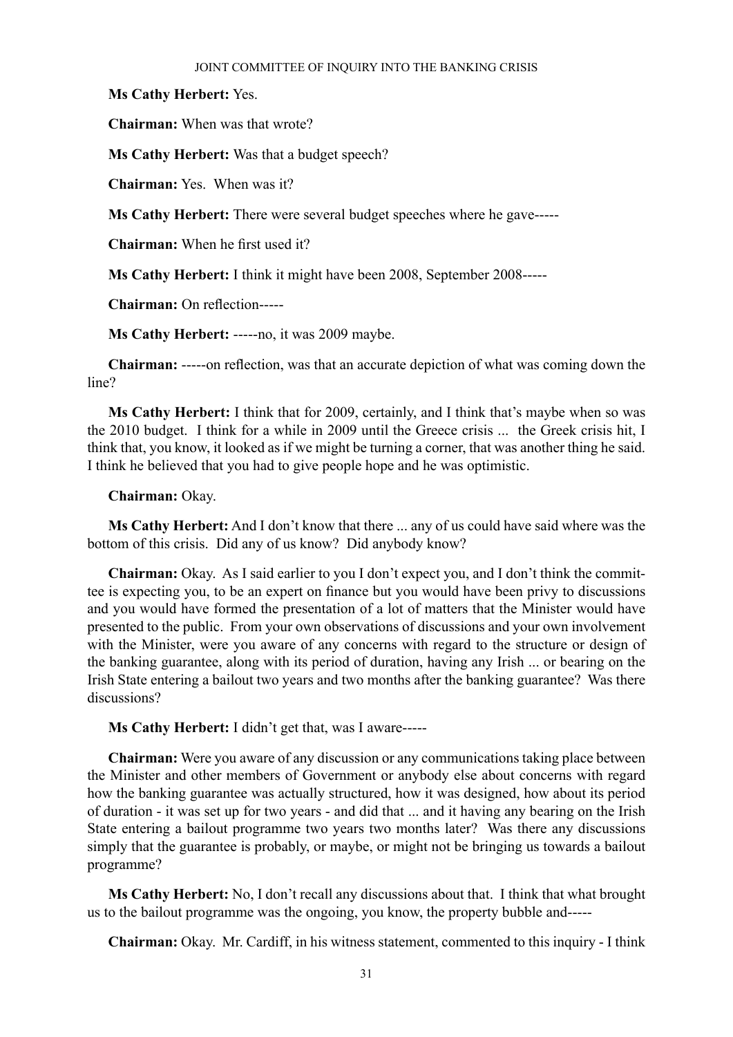**Ms Cathy Herbert:** Yes.

**Chairman:** When was that wrote?

**Ms Cathy Herbert:** Was that a budget speech?

**Chairman:** Yes. When was it?

**Ms Cathy Herbert:** There were several budget speeches where he gave-----

**Chairman:** When he first used it?

**Ms Cathy Herbert:** I think it might have been 2008, September 2008-----

**Chairman:** On reflection-----

**Ms Cathy Herbert:** -----no, it was 2009 maybe.

**Chairman:** -----on reflection, was that an accurate depiction of what was coming down the line?

**Ms Cathy Herbert:** I think that for 2009, certainly, and I think that's maybe when so was the 2010 budget. I think for a while in 2009 until the Greece crisis ... the Greek crisis hit, I think that, you know, it looked as if we might be turning a corner, that was another thing he said. I think he believed that you had to give people hope and he was optimistic.

**Chairman:** Okay.

**Ms Cathy Herbert:** And I don't know that there ... any of us could have said where was the bottom of this crisis. Did any of us know? Did anybody know?

**Chairman:** Okay. As I said earlier to you I don't expect you, and I don't think the committee is expecting you, to be an expert on finance but you would have been privy to discussions and you would have formed the presentation of a lot of matters that the Minister would have presented to the public. From your own observations of discussions and your own involvement with the Minister, were you aware of any concerns with regard to the structure or design of the banking guarantee, along with its period of duration, having any Irish ... or bearing on the Irish State entering a bailout two years and two months after the banking guarantee? Was there discussions?

**Ms Cathy Herbert:** I didn't get that, was I aware-----

**Chairman:** Were you aware of any discussion or any communications taking place between the Minister and other members of Government or anybody else about concerns with regard how the banking guarantee was actually structured, how it was designed, how about its period of duration - it was set up for two years - and did that ... and it having any bearing on the Irish State entering a bailout programme two years two months later? Was there any discussions simply that the guarantee is probably, or maybe, or might not be bringing us towards a bailout programme?

**Ms Cathy Herbert:** No, I don't recall any discussions about that. I think that what brought us to the bailout programme was the ongoing, you know, the property bubble and-----

**Chairman:** Okay. Mr. Cardiff, in his witness statement, commented to this inquiry - I think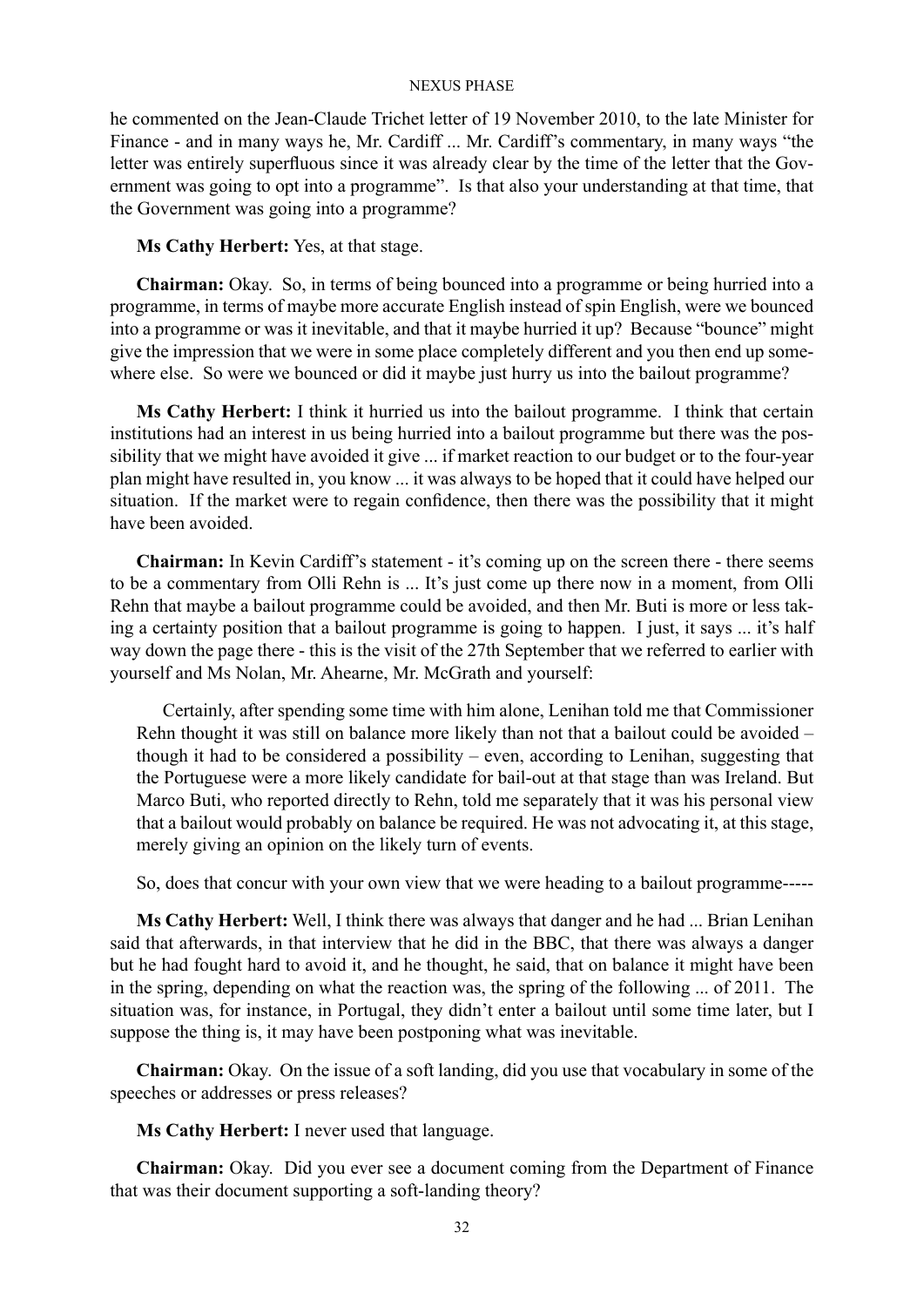he commented on the Jean-Claude Trichet letter of 19 November 2010, to the late Minister for Finance - and in many ways he, Mr. Cardiff ... Mr. Cardiff's commentary, in many ways "the letter was entirely superfluous since it was already clear by the time of the letter that the Government was going to opt into a programme". Is that also your understanding at that time, that the Government was going into a programme?

**Ms Cathy Herbert:** Yes, at that stage.

**Chairman:** Okay. So, in terms of being bounced into a programme or being hurried into a programme, in terms of maybe more accurate English instead of spin English, were we bounced into a programme or was it inevitable, and that it maybe hurried it up? Because "bounce" might give the impression that we were in some place completely different and you then end up somewhere else. So were we bounced or did it maybe just hurry us into the bailout programme?

**Ms Cathy Herbert:** I think it hurried us into the bailout programme. I think that certain institutions had an interest in us being hurried into a bailout programme but there was the possibility that we might have avoided it give ... if market reaction to our budget or to the four-year plan might have resulted in, you know ... it was always to be hoped that it could have helped our situation. If the market were to regain confidence, then there was the possibility that it might have been avoided.

**Chairman:** In Kevin Cardiff's statement - it's coming up on the screen there - there seems to be a commentary from Olli Rehn is ... It's just come up there now in a moment, from Olli Rehn that maybe a bailout programme could be avoided, and then Mr. Buti is more or less taking a certainty position that a bailout programme is going to happen. I just, it says ... it's half way down the page there - this is the visit of the 27th September that we referred to earlier with yourself and Ms Nolan, Mr. Ahearne, Mr. McGrath and yourself:

> Certainly, after spending some time with him alone, Lenihan told me that Commissioner Rehn thought it was still on balance more likely than not that a bailout could be avoided – though it had to be considered a possibility – even, according to Lenihan, suggesting that the Portuguese were a more likely candidate for bail-out at that stage than was Ireland. But Marco Buti, who reported directly to Rehn, told me separately that it was his personal view that a bailout would probably on balance be required. He was not advocating it, at this stage, merely giving an opinion on the likely turn of events.

So, does that concur with your own view that we were heading to a bailout programme-----

**Ms Cathy Herbert:** Well, I think there was always that danger and he had ... Brian Lenihan said that afterwards, in that interview that he did in the BBC, that there was always a danger but he had fought hard to avoid it, and he thought, he said, that on balance it might have been in the spring, depending on what the reaction was, the spring of the following ... of 2011. The situation was, for instance, in Portugal, they didn't enter a bailout until some time later, but I suppose the thing is, it may have been postponing what was inevitable.

**Chairman:** Okay. On the issue of a soft landing, did you use that vocabulary in some of the speeches or addresses or press releases?

**Ms Cathy Herbert:** I never used that language.

**Chairman:** Okay. Did you ever see a document coming from the Department of Finance that was their document supporting a soft-landing theory?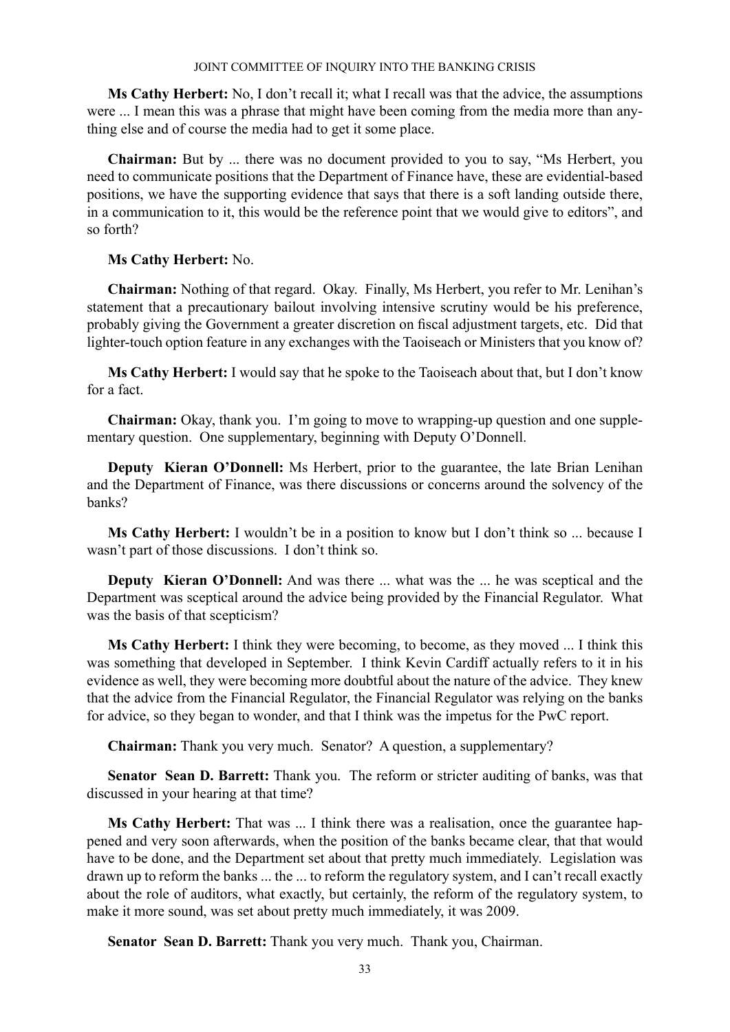**Ms Cathy Herbert:** No, I don't recall it; what I recall was that the advice, the assumptions were ... I mean this was a phrase that might have been coming from the media more than anything else and of course the media had to get it some place.

**Chairman:** But by ... there was no document provided to you to say, "Ms Herbert, you need to communicate positions that the Department of Finance have, these are evidential-based positions, we have the supporting evidence that says that there is a soft landing outside there, in a communication to it, this would be the reference point that we would give to editors", and so forth?

**Ms Cathy Herbert:** No.

**Chairman:** Nothing of that regard. Okay. Finally, Ms Herbert, you refer to Mr. Lenihan's statement that a precautionary bailout involving intensive scrutiny would be his preference, probably giving the Government a greater discretion on fiscal adjustment targets, etc. Did that lighter-touch option feature in any exchanges with the Taoiseach or Ministers that you know of?

**Ms Cathy Herbert:** I would say that he spoke to the Taoiseach about that, but I don't know for a fact.

**Chairman:** Okay, thank you. I'm going to move to wrapping-up question and one supplementary question. One supplementary, beginning with Deputy O'Donnell.

**Deputy Kieran O'Donnell:** Ms Herbert, prior to the guarantee, the late Brian Lenihan and the Department of Finance, was there discussions or concerns around the solvency of the banks?

**Ms Cathy Herbert:** I wouldn't be in a position to know but I don't think so ... because I wasn't part of those discussions. I don't think so.

**Deputy Kieran O'Donnell:** And was there ... what was the ... he was sceptical and the Department was sceptical around the advice being provided by the Financial Regulator. What was the basis of that scepticism?

**Ms Cathy Herbert:** I think they were becoming, to become, as they moved ... I think this was something that developed in September. I think Kevin Cardiff actually refers to it in his evidence as well, they were becoming more doubtful about the nature of the advice. They knew that the advice from the Financial Regulator, the Financial Regulator was relying on the banks for advice, so they began to wonder, and that I think was the impetus for the PwC report.

**Chairman:** Thank you very much. Senator? A question, a supplementary?

**Senator Sean D. Barrett:** Thank you. The reform or stricter auditing of banks, was that discussed in your hearing at that time?

**Ms Cathy Herbert:** That was ... I think there was a realisation, once the guarantee happened and very soon afterwards, when the position of the banks became clear, that that would have to be done, and the Department set about that pretty much immediately. Legislation was drawn up to reform the banks ... the ... to reform the regulatory system, and I can't recall exactly about the role of auditors, what exactly, but certainly, the reform of the regulatory system, to make it more sound, was set about pretty much immediately, it was 2009.

**Senator Sean D. Barrett:** Thank you very much. Thank you, Chairman.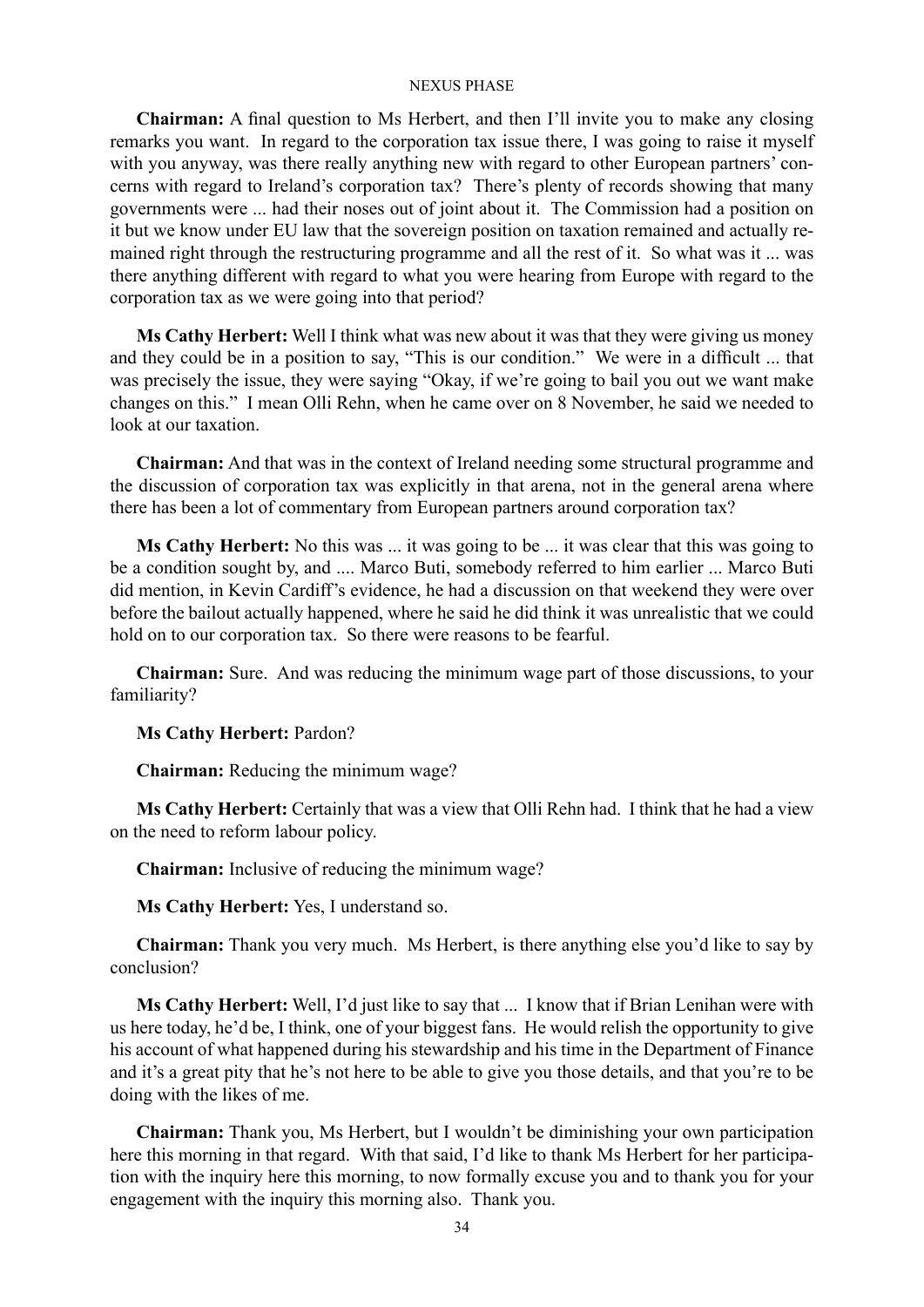**Chairman:** A final question to Ms Herbert, and then I'll invite you to make any closing remarks you want. In regard to the corporation tax issue there, I was going to raise it myself with you anyway, was there really anything new with regard to other European partners' concerns with regard to Ireland's corporation tax? There's plenty of records showing that many governments were ... had their noses out of joint about it. The Commission had a position on it but we know under EU law that the sovereign position on taxation remained and actually remained right through the restructuring programme and all the rest of it. So what was it ... was there anything different with regard to what you were hearing from Europe with regard to the corporation tax as we were going into that period?

**Ms Cathy Herbert:** Well I think what was new about it was that they were giving us money and they could be in a position to say, "This is our condition." We were in a difficult ... that was precisely the issue, they were saying "Okay, if we're going to bail you out we want make changes on this." I mean Olli Rehn, when he came over on 8 November, he said we needed to look at our taxation.

**Chairman:** And that was in the context of Ireland needing some structural programme and the discussion of corporation tax was explicitly in that arena, not in the general arena where there has been a lot of commentary from European partners around corporation tax?

**Ms Cathy Herbert:** No this was ... it was going to be ... it was clear that this was going to be a condition sought by, and .... Marco Buti, somebody referred to him earlier ... Marco Buti did mention, in Kevin Cardiff's evidence, he had a discussion on that weekend they were over before the bailout actually happened, where he said he did think it was unrealistic that we could hold on to our corporation tax. So there were reasons to be fearful.

**Chairman:** Sure. And was reducing the minimum wage part of those discussions, to your familiarity?

**Ms Cathy Herbert:** Pardon?

**Chairman:** Reducing the minimum wage?

**Ms Cathy Herbert:** Certainly that was a view that Olli Rehn had. I think that he had a view on the need to reform labour policy.

**Chairman:** Inclusive of reducing the minimum wage?

**Ms Cathy Herbert:** Yes, I understand so.

**Chairman:** Thank you very much. Ms Herbert, is there anything else you'd like to say by conclusion?

**Ms Cathy Herbert:** Well, I'd just like to say that ... I know that if Brian Lenihan were with us here today, he'd be, I think, one of your biggest fans. He would relish the opportunity to give his account of what happened during his stewardship and his time in the Department of Finance and it's a great pity that he's not here to be able to give you those details, and that you're to be doing with the likes of me.

**Chairman:** Thank you, Ms Herbert, but I wouldn't be diminishing your own participation here this morning in that regard. With that said, I'd like to thank Ms Herbert for her participation with the inquiry here this morning, to now formally excuse you and to thank you for your engagement with the inquiry this morning also. Thank you.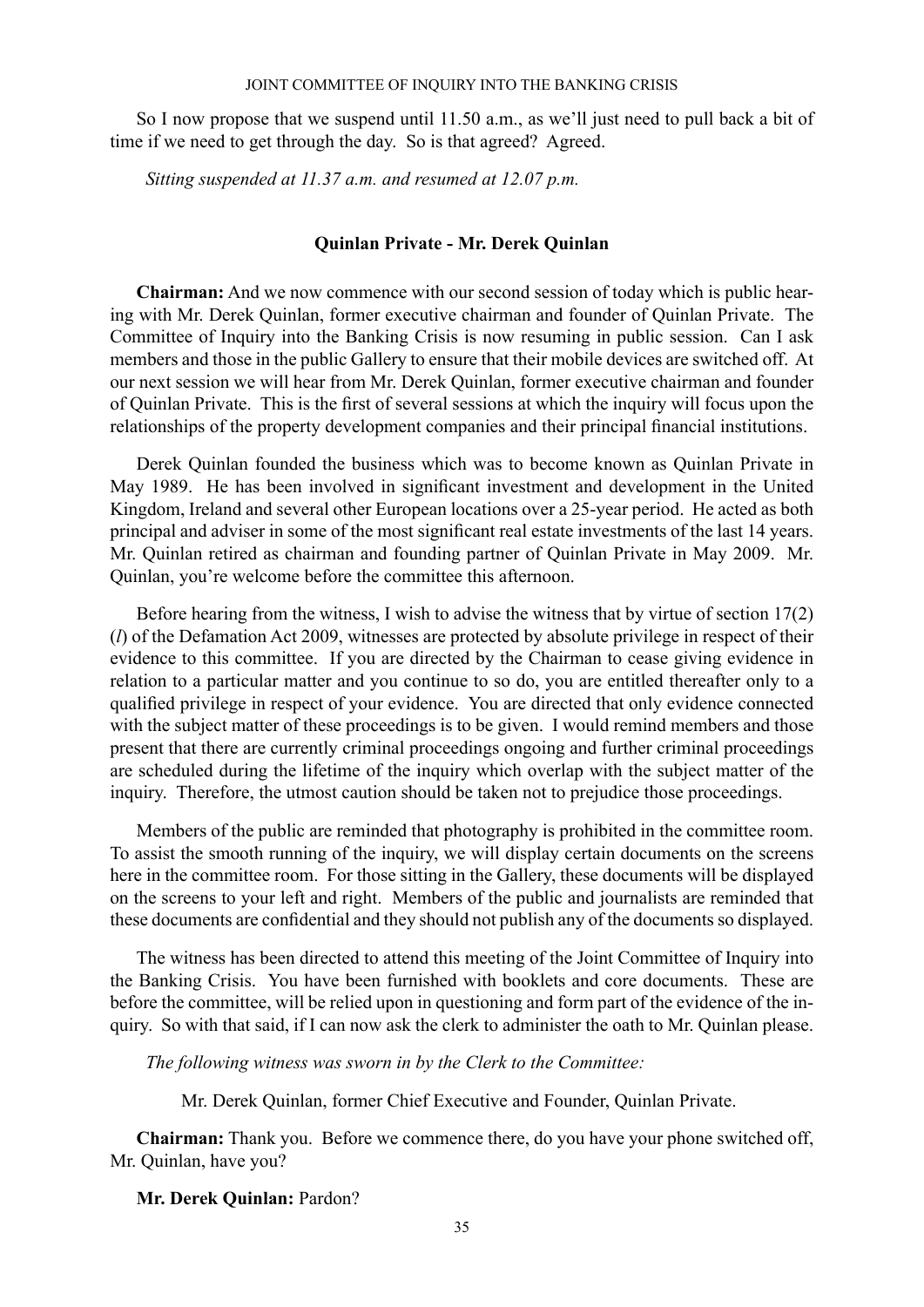So I now propose that we suspend until 11.50 a.m., as we'll just need to pull back a bit of time if we need to get through the day. So is that agreed? Agreed.

*Sitting suspended at 11.37 a.m. and resumed at 12.07 p.m.*

## Quinlan Private - Mr. Derek Quinlan

**Chairman:** And we now commence with our second session of today which is public hearing with Mr. Derek Quinlan, former executive chairman and founder of Quinlan Private. The Committee of Inquiry into the Banking Crisis is now resuming in public session. Can I ask members and those in the public Gallery to ensure that their mobile devices are switched off. At our next session we will hear from Mr. Derek Quinlan, former executive chairman and founder of Quinlan Private. This is the first of several sessions at which the inquiry will focus upon the relationships of the property development companies and their principal financial institutions.

Derek Quinlan founded the business which was to become known as Quinlan Private in May 1989. He has been involved in significant investment and development in the United Kingdom, Ireland and several other European locations over a 25-year period. He acted as both principal and adviser in some of the most significant real estate investments of the last 14 years. Mr. Quinlan retired as chairman and founding partner of Quinlan Private in May 2009. Mr. Quinlan, you're welcome before the committee this afternoon.

Before hearing from the witness, I wish to advise the witness that by virtue of section 17(2)(*l*) of the Defamation Act 2009, witnesses are protected by absolute privilege in respect of their evidence to this committee. If you are directed by the Chairman to cease giving evidence in relation to a particular matter and you continue to so do, you are entitled thereafter only to a qualified privilege in respect of your evidence. You are directed that only evidence connected with the subject matter of these proceedings is to be given. I would remind members and those present that there are currently criminal proceedings ongoing and further criminal proceedings are scheduled during the lifetime of the inquiry which overlap with the subject matter of the inquiry. Therefore, the utmost caution should be taken not to prejudice those proceedings.

Members of the public are reminded that photography is prohibited in the committee room. To assist the smooth running of the inquiry, we will display certain documents on the screens here in the committee room. For those sitting in the Gallery, these documents will be displayed on the screens to your left and right. Members of the public and journalists are reminded that these documents are confidential and they should not publish any of the documents so displayed.

The witness has been directed to attend this meeting of the Joint Committee of Inquiry into the Banking Crisis. You have been furnished with booklets and core documents. These are before the committee, will be relied upon in questioning and form part of the evidence of the inquiry. So with that said, if I can now ask the clerk to administer the oath to Mr. Quinlan please.

*The following witness was sworn in by the Clerk to the Committee:*

Mr. Derek Quinlan, former Chief Executive and Founder, Quinlan Private.

**Chairman:** Thank you. Before we commence there, do you have your phone switched off, Mr. Quinlan, have you?

**Mr. Derek Quinlan:** Pardon?